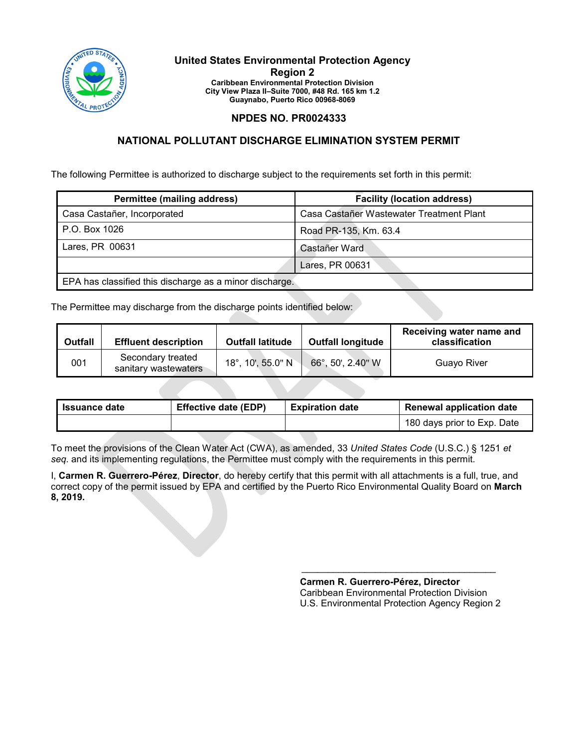**United States Environmental Protection Agency**
**Region 2**
**Caribbean Environmental Protection Division**
**City View Plaza II–Suite 7000, #48 Rd. 165 km 1.2**
**Guaynabo, Puerto Rico 00968-8069**

## NPDES NO. PR0024333

## NATIONAL POLLUTANT DISCHARGE ELIMINATION SYSTEM PERMIT

The following Permittee is authorized to discharge subject to the requirements set forth in this permit:

| Permittee (mailing address) | Facility (location address) |
|---|---|
| Casa Castañer, Incorporated | Casa Castañer Wastewater Treatment Plant |
| P.O. Box 1026 | Road PR-135, Km. 63.4 |
| Lares, PR 00631 | Castañer Ward |
| | Lares, PR 00631 |
| EPA has classified this discharge as a minor discharge. | |

The Permittee may discharge from the discharge points identified below:

| Outfall | Effluent description | Outfall latitude | Outfall longitude | Receiving water name and classification |
|---|---|---|---|---|
| 001 | Secondary treated sanitary wastewaters | 18°, 10', 55.0" N | 66°, 50', 2.40" W | Guayo River |

| Issuance date | Effective date (EDP) | Expiration date | Renewal application date |
|---|---|---|---|
| | | | 180 days prior to Exp. Date |

To meet the provisions of the Clean Water Act (CWA), as amended, 33 *United States Code* (U.S.C.) § 1251 *et seq*. and its implementing regulations, the Permittee must comply with the requirements in this permit.

I, **Carmen R. Guerrero-Pérez**, **Director**, do hereby certify that this permit with all attachments is a full, true, and correct copy of the permit issued by EPA and certified by the Puerto Rico Environmental Quality Board on **March 8, 2019.**

\_\_\_\_\_\_\_\_\_\_\_\_\_\_\_\_\_\_\_\_\_\_\_\_\_\_\_\_\_\_\_\_\_\_\_\_

**Carmen R. Guerrero-Pérez, Director**
Caribbean Environmental Protection Division
U.S. Environmental Protection Agency Region 2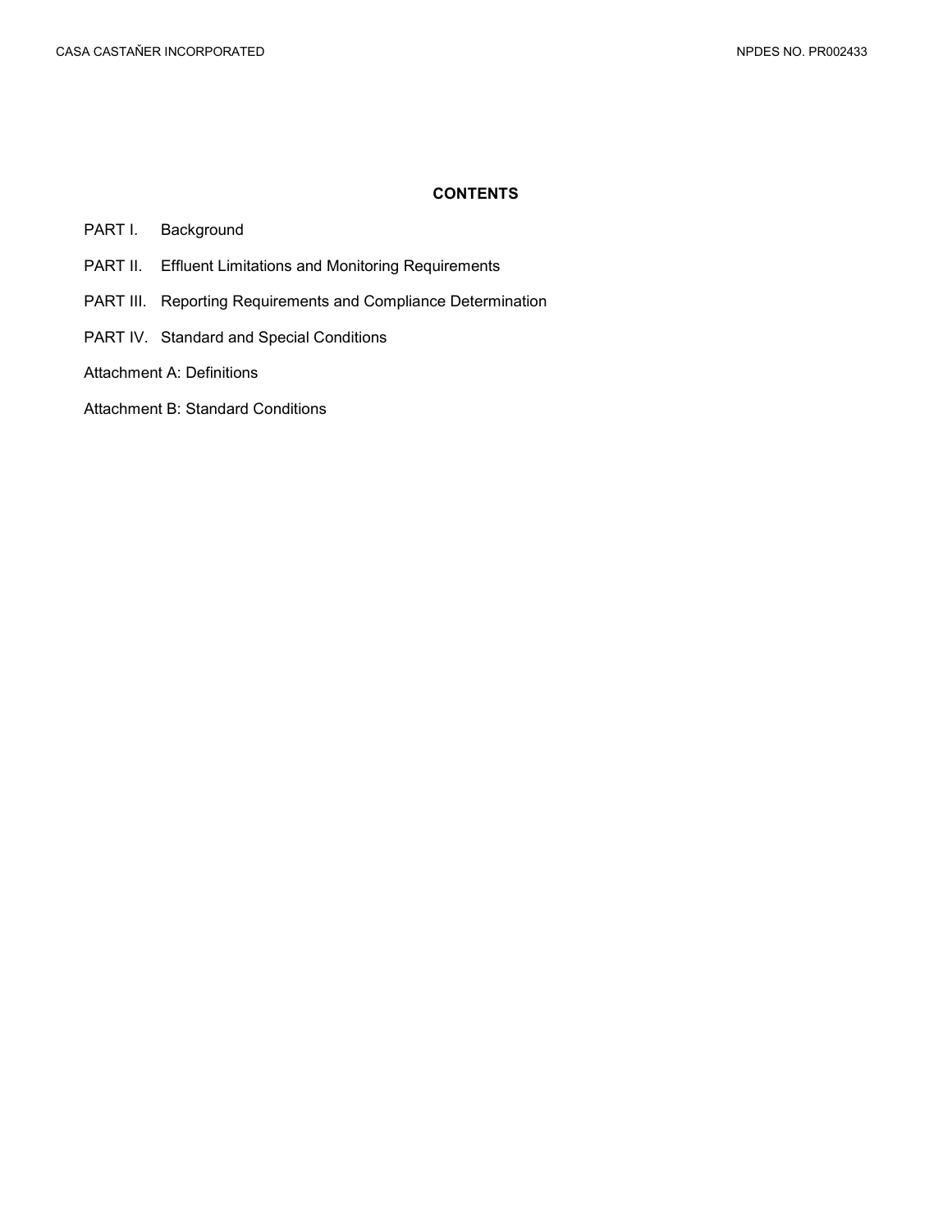## CONTENTS

PART I. Background

PART II. Effluent Limitations and Monitoring Requirements

PART III. Reporting Requirements and Compliance Determination

PART IV. Standard and Special Conditions

Attachment A: Definitions

Attachment B: Standard Conditions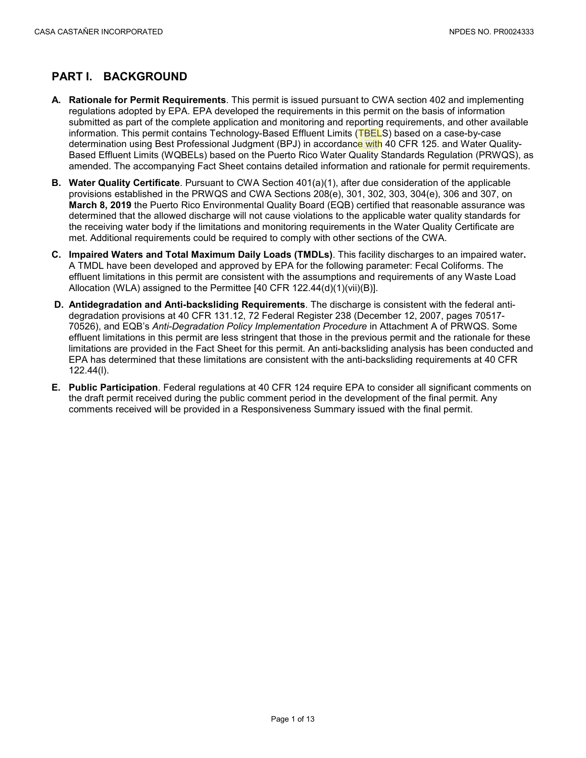## PART I. BACKGROUND

**A. Rationale for Permit Requirements**. This permit is issued pursuant to CWA section 402 and implementing regulations adopted by EPA. EPA developed the requirements in this permit on the basis of information submitted as part of the complete application and monitoring and reporting requirements, and other available information. This permit contains Technology-Based Effluent Limits (TBELS) based on a case-by-case determination using Best Professional Judgment (BPJ) in accordance with 40 CFR 125. and Water Quality-Based Effluent Limits (WQBELs) based on the Puerto Rico Water Quality Standards Regulation (PRWQS), as amended. The accompanying Fact Sheet contains detailed information and rationale for permit requirements.

**B. Water Quality Certificate**. Pursuant to CWA Section 401(a)(1), after due consideration of the applicable provisions established in the PRWQS and CWA Sections 208(e), 301, 302, 303, 304(e), 306 and 307, on **March 8, 2019** the Puerto Rico Environmental Quality Board (EQB) certified that reasonable assurance was determined that the allowed discharge will not cause violations to the applicable water quality standards for the receiving water body if the limitations and monitoring requirements in the Water Quality Certificate are met. Additional requirements could be required to comply with other sections of the CWA.

**C. Impaired Waters and Total Maximum Daily Loads (TMDLs)**. This facility discharges to an impaired water**.** A TMDL have been developed and approved by EPA for the following parameter: Fecal Coliforms. The effluent limitations in this permit are consistent with the assumptions and requirements of any Waste Load Allocation (WLA) assigned to the Permittee [40 CFR 122.44(d)(1)(vii)(B)].

**D. Antidegradation and Anti-backsliding Requirements**. The discharge is consistent with the federal anti-degradation provisions at 40 CFR 131.12, 72 Federal Register 238 (December 12, 2007, pages 70517-70526), and EQB's *Anti-Degradation Policy Implementation Procedure* in Attachment A of PRWQS. Some effluent limitations in this permit are less stringent that those in the previous permit and the rationale for these limitations are provided in the Fact Sheet for this permit. An anti-backsliding analysis has been conducted and EPA has determined that these limitations are consistent with the anti-backsliding requirements at 40 CFR 122.44(l).

**E. Public Participation**. Federal regulations at 40 CFR 124 require EPA to consider all significant comments on the draft permit received during the public comment period in the development of the final permit. Any comments received will be provided in a Responsiveness Summary issued with the final permit.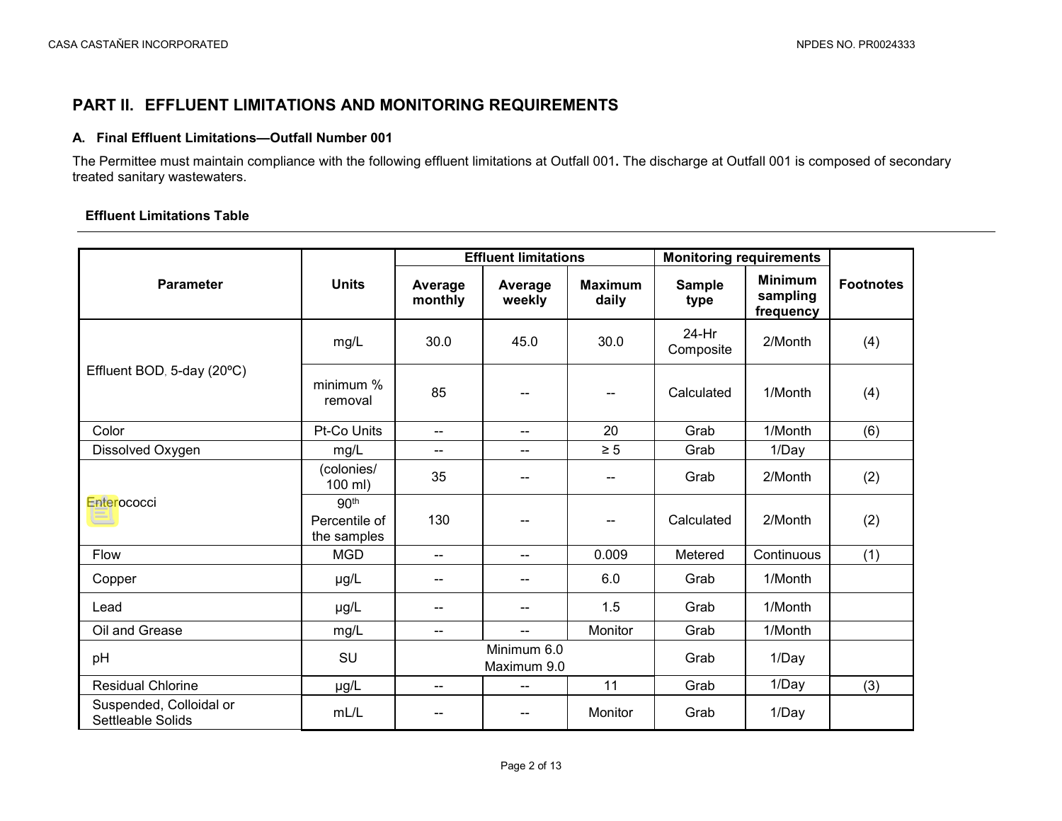## PART II. EFFLUENT LIMITATIONS AND MONITORING REQUIREMENTS

### A. Final Effluent Limitations—Outfall Number 001

The Permittee must maintain compliance with the following effluent limitations at Outfall 001**.** The discharge at Outfall 001 is composed of secondary treated sanitary wastewaters.

**Effluent Limitations Table**

| Parameter | Units | Effluent limitations | | | Monitoring requirements | | Footnotes |
|---|---|---|---|---|---|---|---|
| | | Average monthly | Average weekly | Maximum daily | Sample type | Minimum sampling frequency | |
| Effluent BOD, 5-day (20ºC) | mg/L | 30.0 | 45.0 | 30.0 | 24-Hr Composite | 2/Month | (4) |
| | minimum % removal | 85 | -- | -- | Calculated | 1/Month | (4) |
| Color | Pt-Co Units | -- | -- | 20 | Grab | 1/Month | (6) |
| Dissolved Oxygen | mg/L | -- | -- | ≥ 5 | Grab | 1/Day | |
| Enterococci | (colonies/ 100 ml) | 35 | -- | -- | Grab | 2/Month | (2) |
| | 90th Percentile of the samples | 130 | -- | -- | Calculated | 2/Month | (2) |
| Flow | MGD | -- | -- | 0.009 | Metered | Continuous | (1) |
| Copper | µg/L | -- | -- | 6.0 | Grab | 1/Month | |
| Lead | µg/L | -- | -- | 1.5 | Grab | 1/Month | |
| Oil and Grease | mg/L | -- | -- | Monitor | Grab | 1/Month | |
| pH | SU | Minimum 6.0 Maximum 9.0 | | | Grab | 1/Day | |
| Residual Chlorine | µg/L | -- | -- | 11 | Grab | 1/Day | (3) |
| Suspended, Colloidal or Settleable Solids | mL/L | -- | -- | Monitor | Grab | 1/Day | |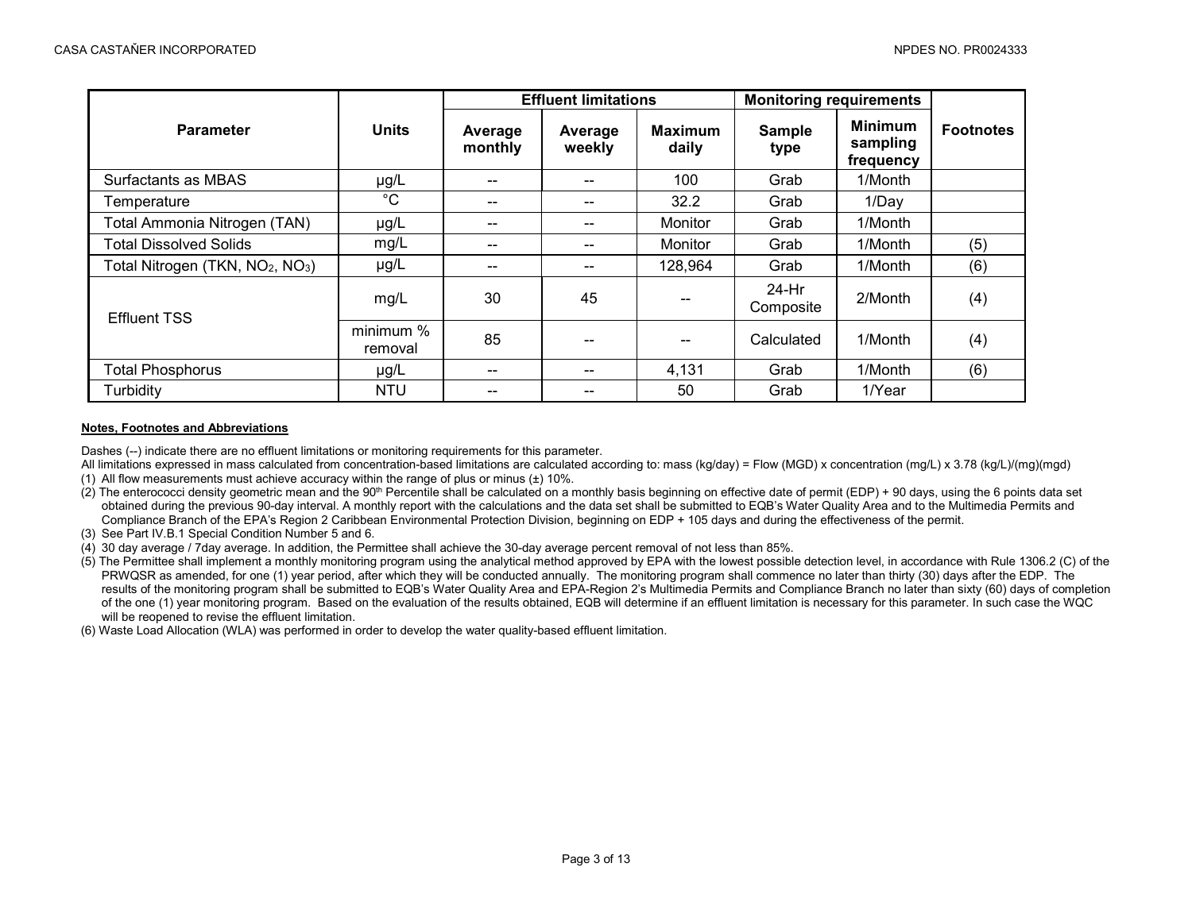| Parameter | Units | Effluent limitations | | | Monitoring requirements | | Footnotes |
|---|---|---|---|---|---|---|---|
| | | Average monthly | Average weekly | Maximum daily | Sample type | Minimum sampling frequency | |
| Surfactants as MBAS | µg/L | -- | -- | 100 | Grab | 1/Month | |
| Temperature | ˚C | -- | -- | 32.2 | Grab | 1/Day | |
| Total Ammonia Nitrogen (TAN) | µg/L | -- | -- | Monitor | Grab | 1/Month | |
| Total Dissolved Solids | mg/L | -- | -- | Monitor | Grab | 1/Month | (5) |
| Total Nitrogen (TKN, $NO_2$, $NO_3$) | µg/L | -- | -- | 128,964 | Grab | 1/Month | (6) |
| Effluent TSS | mg/L | 30 | 45 | -- | 24-Hr Composite | 2/Month | (4) |
| | minimum % removal | 85 | -- | -- | Calculated | 1/Month | (4) |
| Total Phosphorus | µg/L | -- | -- | 4,131 | Grab | 1/Month | (6) |
| Turbidity | NTU | -- | -- | 50 | Grab | 1/Year | |

**Notes, Footnotes and Abbreviations**

Dashes (--) indicate there are no effluent limitations or monitoring requirements for this parameter.

All limitations expressed in mass calculated from concentration-based limitations are calculated according to: mass (kg/day) = Flow (MGD) x concentration (mg/L) x 3.78 (kg/L)/(mg)(mgd)

(1) All flow measurements must achieve accuracy within the range of plus or minus (±) 10%.

(2) The enterococci density geometric mean and the 90th Percentile shall be calculated on a monthly basis beginning on effective date of permit (EDP) + 90 days, using the 6 points data set obtained during the previous 90-day interval. A monthly report with the calculations and the data set shall be submitted to EQB's Water Quality Area and to the Multimedia Permits and Compliance Branch of the EPA's Region 2 Caribbean Environmental Protection Division, beginning on EDP + 105 days and during the effectiveness of the permit.

(3) See Part IV.B.1 Special Condition Number 5 and 6.

(4) 30 day average / 7day average. In addition, the Permittee shall achieve the 30-day average percent removal of not less than 85%.

(5) The Permittee shall implement a monthly monitoring program using the analytical method approved by EPA with the lowest possible detection level, in accordance with Rule 1306.2 (C) of the PRWQSR as amended, for one (1) year period, after which they will be conducted annually. The monitoring program shall commence no later than thirty (30) days after the EDP. The results of the monitoring program shall be submitted to EQB's Water Quality Area and EPA-Region 2's Multimedia Permits and Compliance Branch no later than sixty (60) days of completion of the one (1) year monitoring program. Based on the evaluation of the results obtained, EQB will determine if an effluent limitation is necessary for this parameter. In such case the WQC will be reopened to revise the effluent limitation.

(6) Waste Load Allocation (WLA) was performed in order to develop the water quality-based effluent limitation.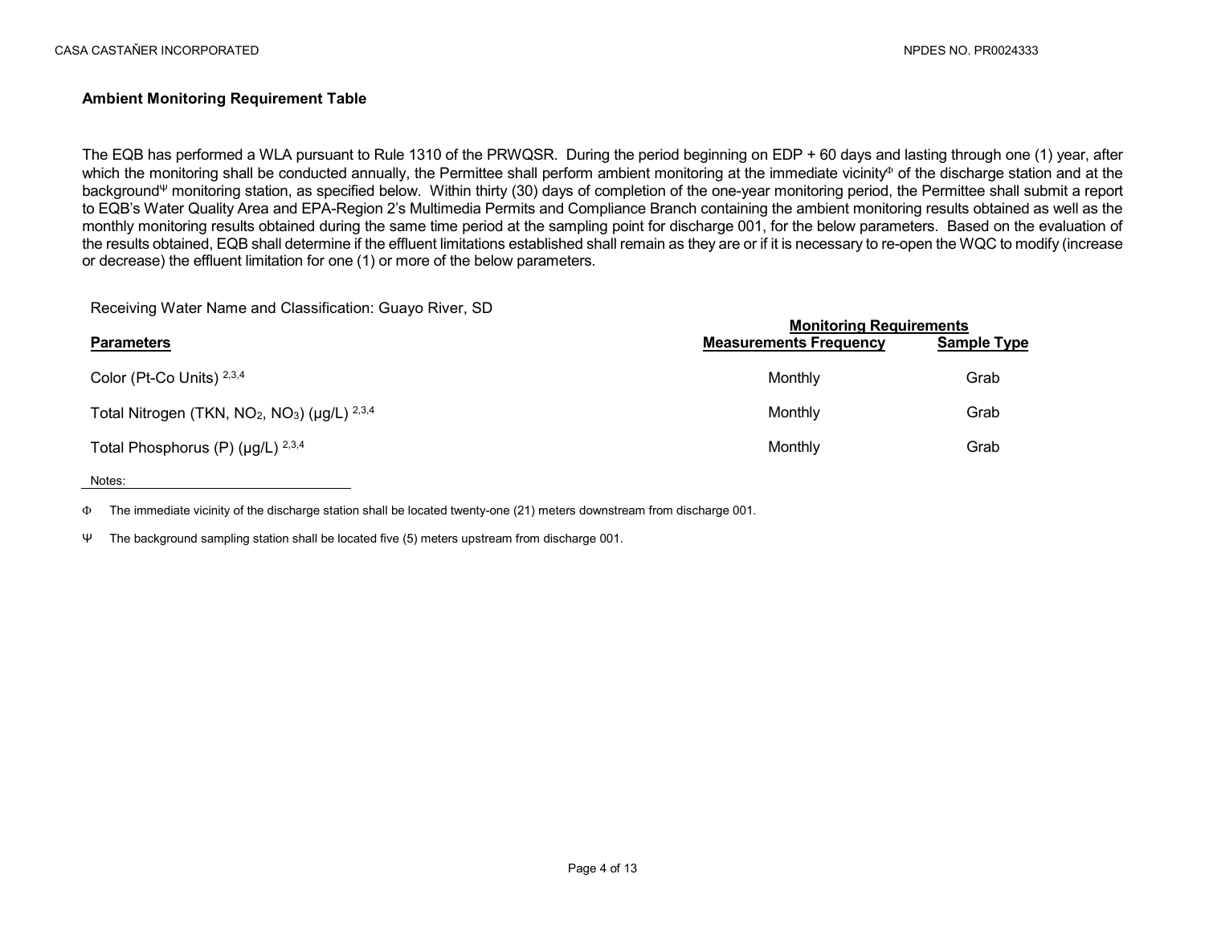### Ambient Monitoring Requirement Table

The EQB has performed a WLA pursuant to Rule 1310 of the PRWQSR. During the period beginning on EDP + 60 days and lasting through one (1) year, after which the monitoring shall be conducted annually, the Permittee shall perform ambient monitoring at the immediate vicinity[Φ] of the discharge station and at the background[Ψ] monitoring station, as specified below. Within thirty (30) days of completion of the one-year monitoring period, the Permittee shall submit a report to EQB's Water Quality Area and EPA-Region 2's Multimedia Permits and Compliance Branch containing the ambient monitoring results obtained as well as the monthly monitoring results obtained during the same time period at the sampling point for discharge 001, for the below parameters. Based on the evaluation of the results obtained, EQB shall determine if the effluent limitations established shall remain as they are or if it is necessary to re-open the WQC to modify (increase or decrease) the effluent limitation for one (1) or more of the below parameters.

Receiving Water Name and Classification: Guayo River, SD

| | Monitoring Requirements | |
|---|---|---|
| **Parameters** | **Measurements Frequency** | **Sample Type** |
| Color (Pt-Co Units) [2,3,4] | Monthly | Grab |
| Total Nitrogen (TKN, $NO_2$, $NO_3$) (μg/L) [2,3,4] | Monthly | Grab |
| Total Phosphorus (P) (μg/L) [2,3,4] | Monthly | Grab |

Notes:

Φ The immediate vicinity of the discharge station shall be located twenty-one (21) meters downstream from discharge 001.

Ψ The background sampling station shall be located five (5) meters upstream from discharge 001.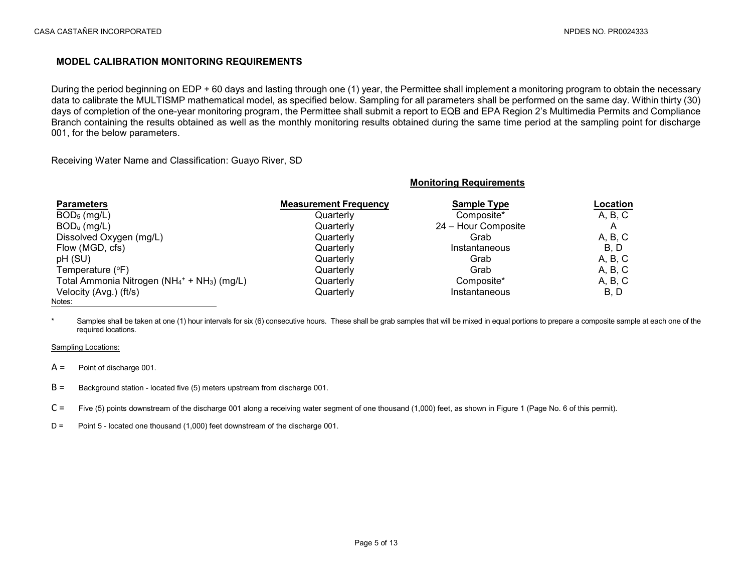## MODEL CALIBRATION MONITORING REQUIREMENTS

During the period beginning on EDP + 60 days and lasting through one (1) year, the Permittee shall implement a monitoring program to obtain the necessary data to calibrate the MULTISMP mathematical model, as specified below. Sampling for all parameters shall be performed on the same day. Within thirty (30) days of completion of the one-year monitoring program, the Permittee shall submit a report to EQB and EPA Region 2's Multimedia Permits and Compliance Branch containing the results obtained as well as the monthly monitoring results obtained during the same time period at the sampling point for discharge 001, for the below parameters.

Receiving Water Name and Classification: Guayo River, SD

| Parameters | Monitoring Requirements | | |
|---|---|---|---|
| | **Measurement Frequency** | **Sample Type** | **Location** |
| $BOD_5$ (mg/L) | Quarterly | Composite* | A, B, C |
| $BOD_u$ (mg/L) | Quarterly | 24 – Hour Composite | A |
| Dissolved Oxygen (mg/L) | Quarterly | Grab | A, B, C |
| Flow (MGD, cfs) | Quarterly | Instantaneous | B, D |
| pH (SU) | Quarterly | Grab | A, B, C |
| Temperature ($^{o}F$) | Quarterly | Grab | A, B, C |
| Total Ammonia Nitrogen ($NH_4^+ + NH_3$) (mg/L) | Quarterly | Composite* | A, B, C |
| Velocity (Avg.) (ft/s) | Quarterly | Instantaneous | B, D |

Notes:

\* Samples shall be taken at one (1) hour intervals for six (6) consecutive hours. These shall be grab samples that will be mixed in equal portions to prepare a composite sample at each one of the required locations.

Sampling Locations:

A = Point of discharge 001.

B = Background station - located five (5) meters upstream from discharge 001.

C = Five (5) points downstream of the discharge 001 along a receiving water segment of one thousand (1,000) feet, as shown in Figure 1 (Page No. 6 of this permit).

D = Point 5 - located one thousand (1,000) feet downstream of the discharge 001.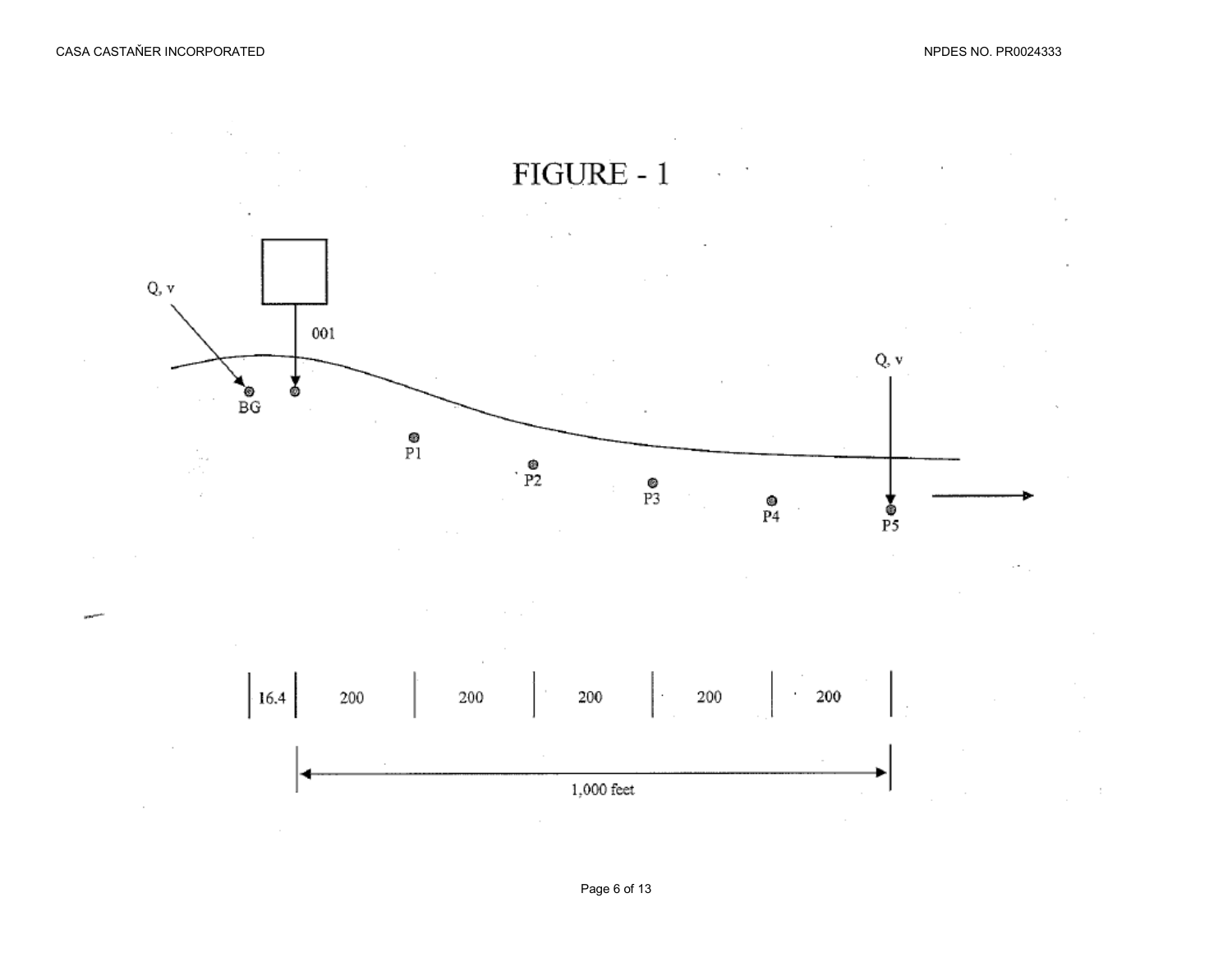# FIGURE - 1

Q, v

001

BG

P1

P2

P3

P4

Q, v

P5

| 16.4 | 200 | 200 | 200 | 200 | 200 |
|---|---|---|---|---|---|

1,000 feet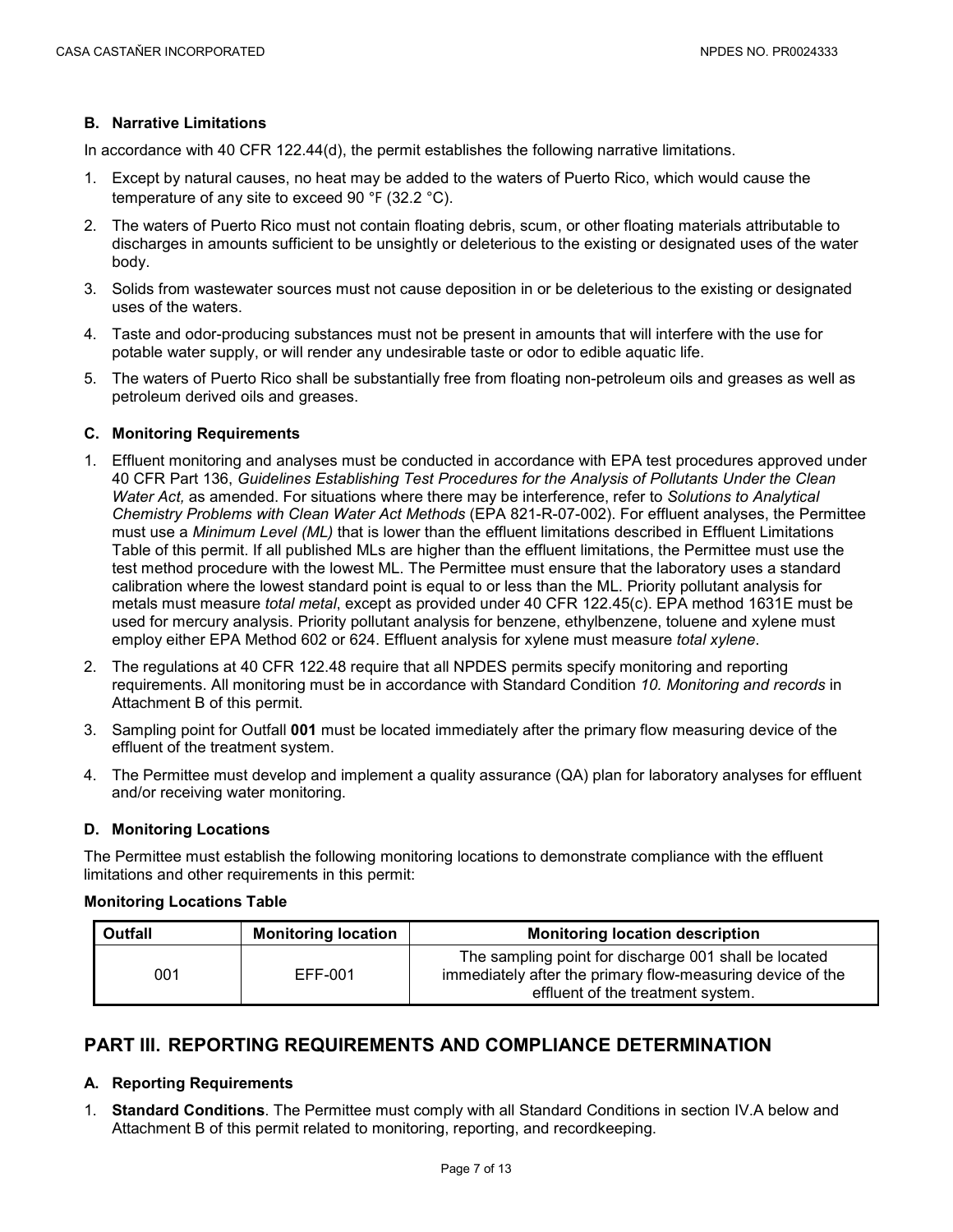### B. Narrative Limitations

In accordance with 40 CFR 122.44(d), the permit establishes the following narrative limitations.

1. Except by natural causes, no heat may be added to the waters of Puerto Rico, which would cause the temperature of any site to exceed 90 °F (32.2 °C).
2. The waters of Puerto Rico must not contain floating debris, scum, or other floating materials attributable to discharges in amounts sufficient to be unsightly or deleterious to the existing or designated uses of the water body.
3. Solids from wastewater sources must not cause deposition in or be deleterious to the existing or designated uses of the waters.
4. Taste and odor-producing substances must not be present in amounts that will interfere with the use for potable water supply, or will render any undesirable taste or odor to edible aquatic life.
5. The waters of Puerto Rico shall be substantially free from floating non-petroleum oils and greases as well as petroleum derived oils and greases.

### C. Monitoring Requirements

1. Effluent monitoring and analyses must be conducted in accordance with EPA test procedures approved under 40 CFR Part 136, *Guidelines Establishing Test Procedures for the Analysis of Pollutants Under the Clean Water Act,* as amended. For situations where there may be interference, refer to *Solutions to Analytical Chemistry Problems with Clean Water Act Methods* (EPA 821-R-07-002). For effluent analyses, the Permittee must use a *Minimum Level (ML)* that is lower than the effluent limitations described in Effluent Limitations Table of this permit. If all published MLs are higher than the effluent limitations, the Permittee must use the test method procedure with the lowest ML. The Permittee must ensure that the laboratory uses a standard calibration where the lowest standard point is equal to or less than the ML. Priority pollutant analysis for metals must measure *total metal*, except as provided under 40 CFR 122.45(c). EPA method 1631E must be used for mercury analysis. Priority pollutant analysis for benzene, ethylbenzene, toluene and xylene must employ either EPA Method 602 or 624. Effluent analysis for xylene must measure *total xylene*.
2. The regulations at 40 CFR 122.48 require that all NPDES permits specify monitoring and reporting requirements. All monitoring must be in accordance with Standard Condition *10. Monitoring and records* in Attachment B of this permit.
3. Sampling point for Outfall **001** must be located immediately after the primary flow measuring device of the effluent of the treatment system.
4. The Permittee must develop and implement a quality assurance (QA) plan for laboratory analyses for effluent and/or receiving water monitoring.

### D. Monitoring Locations

The Permittee must establish the following monitoring locations to demonstrate compliance with the effluent limitations and other requirements in this permit:

**Monitoring Locations Table**

| Outfall | Monitoring location | Monitoring location description |
|---|---|---|
| 001 | EFF-001 | The sampling point for discharge 001 shall be located immediately after the primary flow-measuring device of the effluent of the treatment system. |

## PART III. REPORTING REQUIREMENTS AND COMPLIANCE DETERMINATION

### A. Reporting Requirements

1. **Standard Conditions**. The Permittee must comply with all Standard Conditions in section IV.A below and Attachment B of this permit related to monitoring, reporting, and recordkeeping.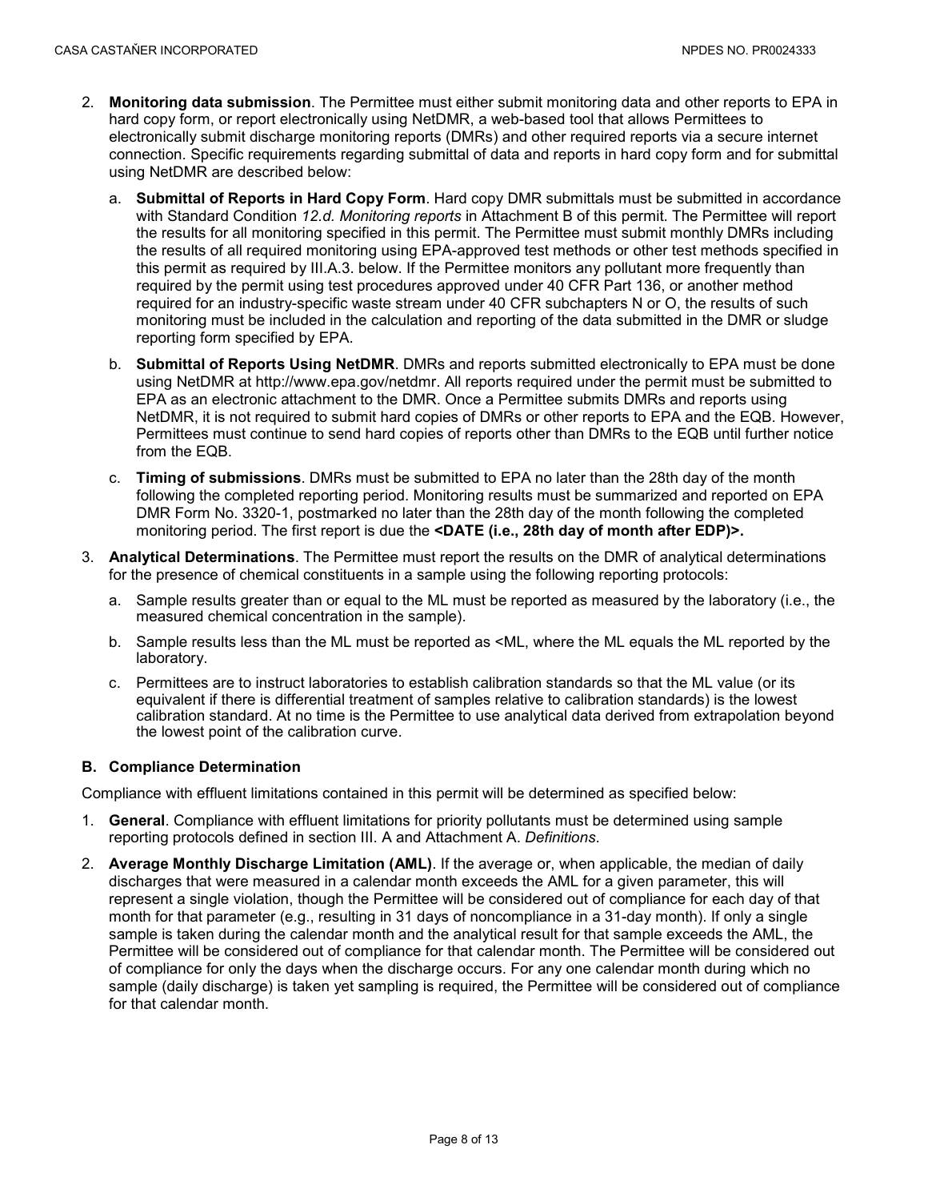2. **Monitoring data submission**. The Permittee must either submit monitoring data and other reports to EPA in hard copy form, or report electronically using NetDMR, a web-based tool that allows Permittees to electronically submit discharge monitoring reports (DMRs) and other required reports via a secure internet connection. Specific requirements regarding submittal of data and reports in hard copy form and for submittal using NetDMR are described below:

   a. **Submittal of Reports in Hard Copy Form**. Hard copy DMR submittals must be submitted in accordance with Standard Condition *12.d. Monitoring reports* in Attachment B of this permit. The Permittee will report the results for all monitoring specified in this permit. The Permittee must submit monthly DMRs including the results of all required monitoring using EPA-approved test methods or other test methods specified in this permit as required by III.A.3. below. If the Permittee monitors any pollutant more frequently than required by the permit using test procedures approved under 40 CFR Part 136, or another method required for an industry-specific waste stream under 40 CFR subchapters N or O, the results of such monitoring must be included in the calculation and reporting of the data submitted in the DMR or sludge reporting form specified by EPA.

   b. **Submittal of Reports Using NetDMR**. DMRs and reports submitted electronically to EPA must be done using NetDMR at http://www.epa.gov/netdmr. All reports required under the permit must be submitted to EPA as an electronic attachment to the DMR. Once a Permittee submits DMRs and reports using NetDMR, it is not required to submit hard copies of DMRs or other reports to EPA and the EQB. However, Permittees must continue to send hard copies of reports other than DMRs to the EQB until further notice from the EQB.

   c. **Timing of submissions**. DMRs must be submitted to EPA no later than the 28th day of the month following the completed reporting period. Monitoring results must be summarized and reported on EPA DMR Form No. 3320-1, postmarked no later than the 28th day of the month following the completed monitoring period. The first report is due the **<DATE (i.e., 28th day of month after EDP)>.**

3. **Analytical Determinations**. The Permittee must report the results on the DMR of analytical determinations for the presence of chemical constituents in a sample using the following reporting protocols:

   a. Sample results greater than or equal to the ML must be reported as measured by the laboratory (i.e., the measured chemical concentration in the sample).

   b. Sample results less than the ML must be reported as <ML, where the ML equals the ML reported by the laboratory.

   c. Permittees are to instruct laboratories to establish calibration standards so that the ML value (or its equivalent if there is differential treatment of samples relative to calibration standards) is the lowest calibration standard. At no time is the Permittee to use analytical data derived from extrapolation beyond the lowest point of the calibration curve.

### B. Compliance Determination

Compliance with effluent limitations contained in this permit will be determined as specified below:

1. **General**. Compliance with effluent limitations for priority pollutants must be determined using sample reporting protocols defined in section III. A and Attachment A. *Definitions*.

2. **Average Monthly Discharge Limitation (AML)**. If the average or, when applicable, the median of daily discharges that were measured in a calendar month exceeds the AML for a given parameter, this will represent a single violation, though the Permittee will be considered out of compliance for each day of that month for that parameter (e.g., resulting in 31 days of noncompliance in a 31-day month). If only a single sample is taken during the calendar month and the analytical result for that sample exceeds the AML, the Permittee will be considered out of compliance for that calendar month. The Permittee will be considered out of compliance for only the days when the discharge occurs. For any one calendar month during which no sample (daily discharge) is taken yet sampling is required, the Permittee will be considered out of compliance for that calendar month.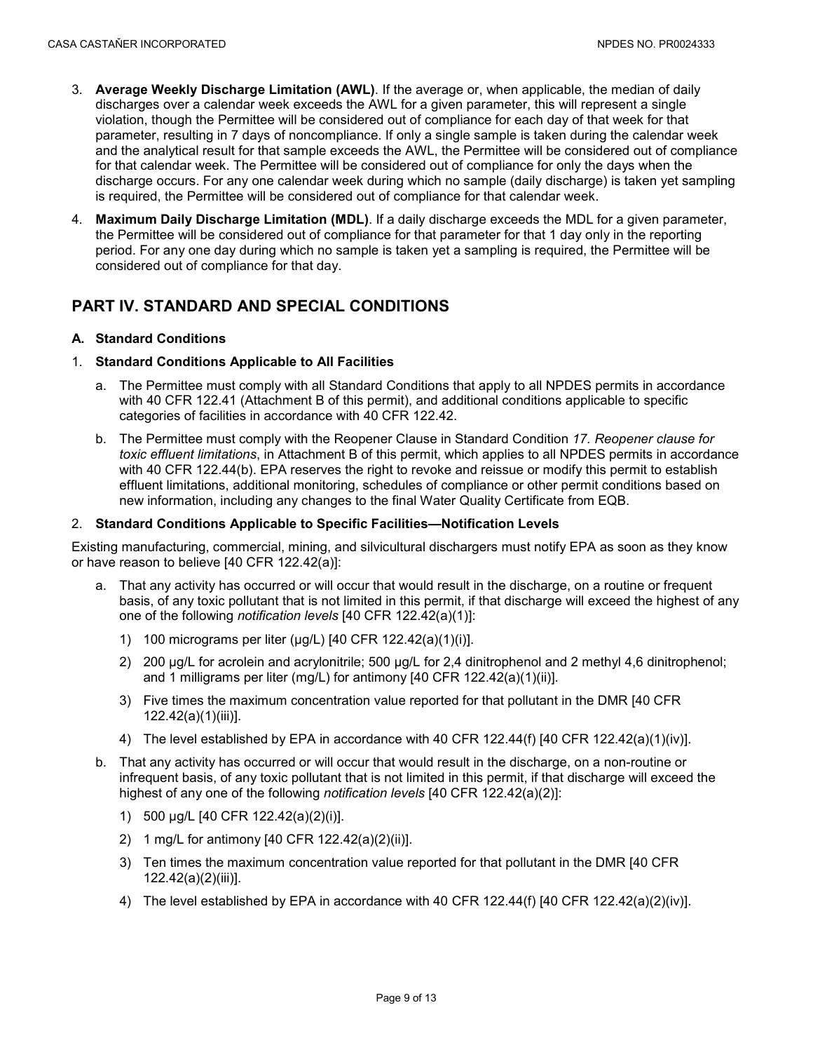3. **Average Weekly Discharge Limitation (AWL)**. If the average or, when applicable, the median of daily discharges over a calendar week exceeds the AWL for a given parameter, this will represent a single violation, though the Permittee will be considered out of compliance for each day of that week for that parameter, resulting in 7 days of noncompliance. If only a single sample is taken during the calendar week and the analytical result for that sample exceeds the AWL, the Permittee will be considered out of compliance for that calendar week. The Permittee will be considered out of compliance for only the days when the discharge occurs. For any one calendar week during which no sample (daily discharge) is taken yet sampling is required, the Permittee will be considered out of compliance for that calendar week.

4. **Maximum Daily Discharge Limitation (MDL)**. If a daily discharge exceeds the MDL for a given parameter, the Permittee will be considered out of compliance for that parameter for that 1 day only in the reporting period. For any one day during which no sample is taken yet a sampling is required, the Permittee will be considered out of compliance for that day.

## PART IV. STANDARD AND SPECIAL CONDITIONS

### A. Standard Conditions

#### 1. Standard Conditions Applicable to All Facilities

a. The Permittee must comply with all Standard Conditions that apply to all NPDES permits in accordance with 40 CFR 122.41 (Attachment B of this permit), and additional conditions applicable to specific categories of facilities in accordance with 40 CFR 122.42.

b. The Permittee must comply with the Reopener Clause in Standard Condition *17. Reopener clause for toxic effluent limitations*, in Attachment B of this permit, which applies to all NPDES permits in accordance with 40 CFR 122.44(b). EPA reserves the right to revoke and reissue or modify this permit to establish effluent limitations, additional monitoring, schedules of compliance or other permit conditions based on new information, including any changes to the final Water Quality Certificate from EQB.

#### 2. Standard Conditions Applicable to Specific Facilities—Notification Levels

Existing manufacturing, commercial, mining, and silvicultural dischargers must notify EPA as soon as they know or have reason to believe [40 CFR 122.42(a)]:

a. That any activity has occurred or will occur that would result in the discharge, on a routine or frequent basis, of any toxic pollutant that is not limited in this permit, if that discharge will exceed the highest of any one of the following *notification levels* [40 CFR 122.42(a)(1)]:

   1) 100 micrograms per liter (µg/L) [40 CFR 122.42(a)(1)(i)].
   2) 200 µg/L for acrolein and acrylonitrile; 500 µg/L for 2,4 dinitrophenol and 2 methyl 4,6 dinitrophenol; and 1 milligrams per liter (mg/L) for antimony [40 CFR 122.42(a)(1)(ii)].
   3) Five times the maximum concentration value reported for that pollutant in the DMR [40 CFR 122.42(a)(1)(iii)].
   4) The level established by EPA in accordance with 40 CFR 122.44(f) [40 CFR 122.42(a)(1)(iv)].

b. That any activity has occurred or will occur that would result in the discharge, on a non-routine or infrequent basis, of any toxic pollutant that is not limited in this permit, if that discharge will exceed the highest of any one of the following *notification levels* [40 CFR 122.42(a)(2)]:

   1) 500 µg/L [40 CFR 122.42(a)(2)(i)].
   2) 1 mg/L for antimony [40 CFR 122.42(a)(2)(ii)].
   3) Ten times the maximum concentration value reported for that pollutant in the DMR [40 CFR 122.42(a)(2)(iii)].
   4) The level established by EPA in accordance with 40 CFR 122.44(f) [40 CFR 122.42(a)(2)(iv)].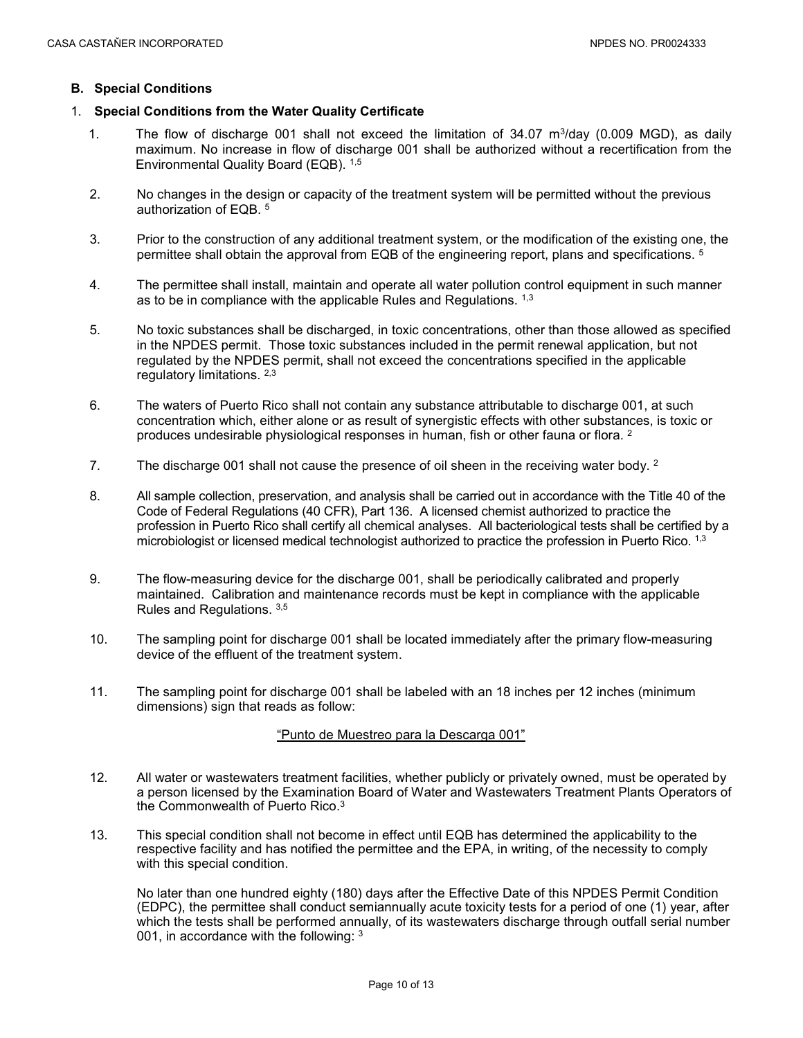### B. Special Conditions

#### 1. Special Conditions from the Water Quality Certificate

1. The flow of discharge 001 shall not exceed the limitation of 34.07 $m^3$/day (0.009 MGD), as daily maximum. No increase in flow of discharge 001 shall be authorized without a recertification from the Environmental Quality Board (EQB). [1,5]

2. No changes in the design or capacity of the treatment system will be permitted without the previous authorization of EQB. [5]

3. Prior to the construction of any additional treatment system, or the modification of the existing one, the permittee shall obtain the approval from EQB of the engineering report, plans and specifications. [5]

4. The permittee shall install, maintain and operate all water pollution control equipment in such manner as to be in compliance with the applicable Rules and Regulations. [1,3]

5. No toxic substances shall be discharged, in toxic concentrations, other than those allowed as specified in the NPDES permit. Those toxic substances included in the permit renewal application, but not regulated by the NPDES permit, shall not exceed the concentrations specified in the applicable regulatory limitations. [2,3]

6. The waters of Puerto Rico shall not contain any substance attributable to discharge 001, at such concentration which, either alone or as result of synergistic effects with other substances, is toxic or produces undesirable physiological responses in human, fish or other fauna or flora. [2]

7. The discharge 001 shall not cause the presence of oil sheen in the receiving water body. [2]

8. All sample collection, preservation, and analysis shall be carried out in accordance with the Title 40 of the Code of Federal Regulations (40 CFR), Part 136. A licensed chemist authorized to practice the profession in Puerto Rico shall certify all chemical analyses. All bacteriological tests shall be certified by a microbiologist or licensed medical technologist authorized to practice the profession in Puerto Rico. [1,3]

9. The flow-measuring device for the discharge 001, shall be periodically calibrated and properly maintained. Calibration and maintenance records must be kept in compliance with the applicable Rules and Regulations. [3,5]

10. The sampling point for discharge 001 shall be located immediately after the primary flow-measuring device of the effluent of the treatment system.

11. The sampling point for discharge 001 shall be labeled with an 18 inches per 12 inches (minimum dimensions) sign that reads as follow:

    <u>"Punto de Muestreo para la Descarga 001"</u>

12. All water or wastewaters treatment facilities, whether publicly or privately owned, must be operated by a person licensed by the Examination Board of Water and Wastewaters Treatment Plants Operators of the Commonwealth of Puerto Rico.[3]

13. This special condition shall not become in effect until EQB has determined the applicability to the respective facility and has notified the permittee and the EPA, in writing, of the necessity to comply with this special condition.

    No later than one hundred eighty (180) days after the Effective Date of this NPDES Permit Condition (EDPC), the permittee shall conduct semiannually acute toxicity tests for a period of one (1) year, after which the tests shall be performed annually, of its wastewaters discharge through outfall serial number 001, in accordance with the following: [3]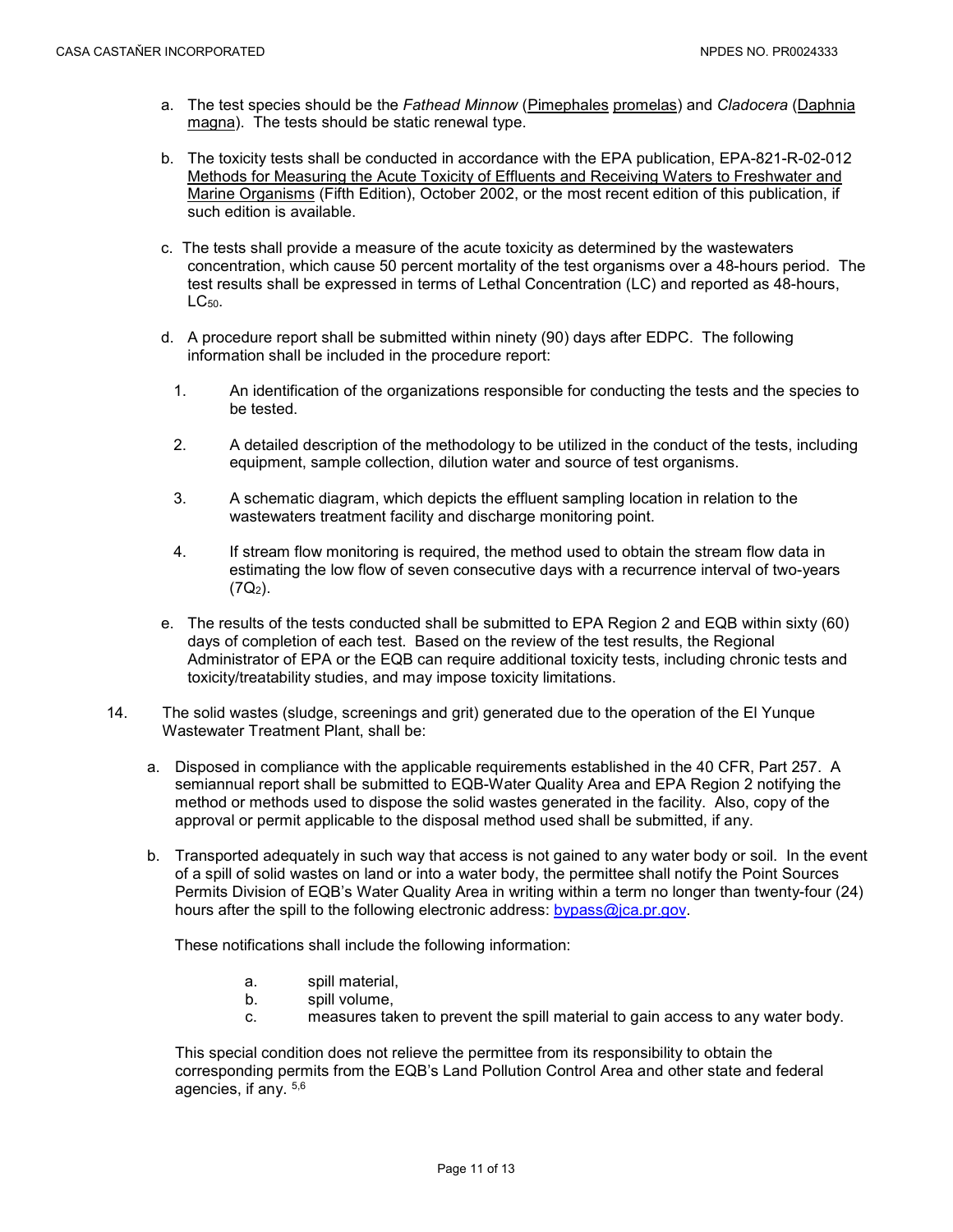a. The test species should be the *Fathead Minnow* (Pimephales promelas) and *Cladocera* (Daphnia magna). The tests should be static renewal type.

b. The toxicity tests shall be conducted in accordance with the EPA publication, EPA-821-R-02-012 Methods for Measuring the Acute Toxicity of Effluents and Receiving Waters to Freshwater and Marine Organisms (Fifth Edition), October 2002, or the most recent edition of this publication, if such edition is available.

c. The tests shall provide a measure of the acute toxicity as determined by the wastewaters concentration, which cause 50 percent mortality of the test organisms over a 48-hours period. The test results shall be expressed in terms of Lethal Concentration (LC) and reported as 48-hours, $LC_{50}$.

d. A procedure report shall be submitted within ninety (90) days after EDPC. The following information shall be included in the procedure report:

1. An identification of the organizations responsible for conducting the tests and the species to be tested.

2. A detailed description of the methodology to be utilized in the conduct of the tests, including equipment, sample collection, dilution water and source of test organisms.

3. A schematic diagram, which depicts the effluent sampling location in relation to the wastewaters treatment facility and discharge monitoring point.

4. If stream flow monitoring is required, the method used to obtain the stream flow data in estimating the low flow of seven consecutive days with a recurrence interval of two-years ($7Q_2$).

e. The results of the tests conducted shall be submitted to EPA Region 2 and EQB within sixty (60) days of completion of each test. Based on the review of the test results, the Regional Administrator of EPA or the EQB can require additional toxicity tests, including chronic tests and toxicity/treatability studies, and may impose toxicity limitations.

14. The solid wastes (sludge, screenings and grit) generated due to the operation of the El Yunque Wastewater Treatment Plant, shall be:

a. Disposed in compliance with the applicable requirements established in the 40 CFR, Part 257. A semiannual report shall be submitted to EQB-Water Quality Area and EPA Region 2 notifying the method or methods used to dispose the solid wastes generated in the facility. Also, copy of the approval or permit applicable to the disposal method used shall be submitted, if any.

b. Transported adequately in such way that access is not gained to any water body or soil. In the event of a spill of solid wastes on land or into a water body, the permittee shall notify the Point Sources Permits Division of EQB's Water Quality Area in writing within a term no longer than twenty-four (24) hours after the spill to the following electronic address: bypass@jca.pr.gov.

These notifications shall include the following information:

a. spill material,
b. spill volume,
c. measures taken to prevent the spill material to gain access to any water body.

This special condition does not relieve the permittee from its responsibility to obtain the corresponding permits from the EQB's Land Pollution Control Area and other state and federal agencies, if any. [5,6]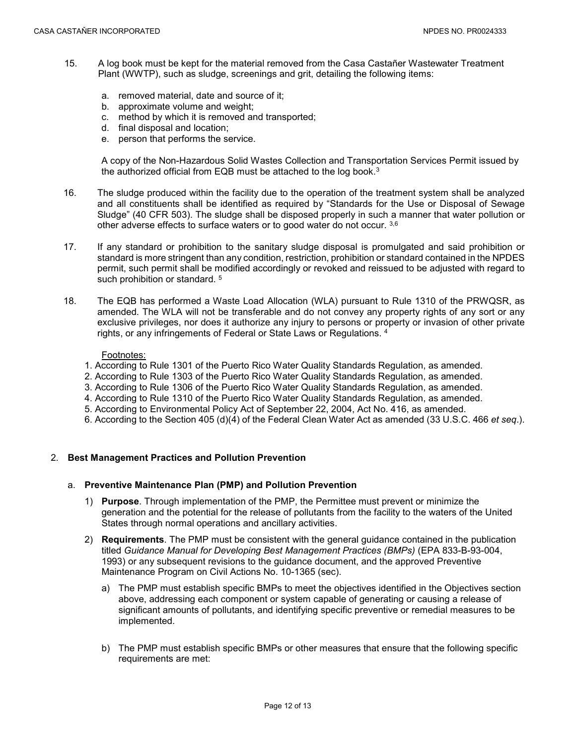15. A log book must be kept for the material removed from the Casa Castañer Wastewater Treatment Plant (WWTP), such as sludge, screenings and grit, detailing the following items:

    a. removed material, date and source of it;
    b. approximate volume and weight;
    c. method by which it is removed and transported;
    d. final disposal and location;
    e. person that performs the service.

    A copy of the Non-Hazardous Solid Wastes Collection and Transportation Services Permit issued by the authorized official from EQB must be attached to the log book.[3]

16. The sludge produced within the facility due to the operation of the treatment system shall be analyzed and all constituents shall be identified as required by "Standards for the Use or Disposal of Sewage Sludge" (40 CFR 503). The sludge shall be disposed properly in such a manner that water pollution or other adverse effects to surface waters or to good water do not occur. [3,6]

17. If any standard or prohibition to the sanitary sludge disposal is promulgated and said prohibition or standard is more stringent than any condition, restriction, prohibition or standard contained in the NPDES permit, such permit shall be modified accordingly or revoked and reissued to be adjusted with regard to such prohibition or standard. [5]

18. The EQB has performed a Waste Load Allocation (WLA) pursuant to Rule 1310 of the PRWQSR, as amended. The WLA will not be transferable and do not convey any property rights of any sort or any exclusive privileges, nor does it authorize any injury to persons or property or invasion of other private rights, or any infringements of Federal or State Laws or Regulations. [4]

Footnotes:

1. According to Rule 1301 of the Puerto Rico Water Quality Standards Regulation, as amended.
2. According to Rule 1303 of the Puerto Rico Water Quality Standards Regulation, as amended.
3. According to Rule 1306 of the Puerto Rico Water Quality Standards Regulation, as amended.
4. According to Rule 1310 of the Puerto Rico Water Quality Standards Regulation, as amended.
5. According to Environmental Policy Act of September 22, 2004, Act No. 416, as amended.
6. According to the Section 405 (d)(4) of the Federal Clean Water Act as amended (33 U.S.C. 466 *et seq*.).

## 2. **Best Management Practices and Pollution Prevention**

### a. **Preventive Maintenance Plan (PMP) and Pollution Prevention**

1) **Purpose**. Through implementation of the PMP, the Permittee must prevent or minimize the generation and the potential for the release of pollutants from the facility to the waters of the United States through normal operations and ancillary activities.

2) **Requirements**. The PMP must be consistent with the general guidance contained in the publication titled *Guidance Manual for Developing Best Management Practices (BMPs)* (EPA 833-B-93-004, 1993) or any subsequent revisions to the guidance document, and the approved Preventive Maintenance Program on Civil Actions No. 10-1365 (sec).

   a) The PMP must establish specific BMPs to meet the objectives identified in the Objectives section above, addressing each component or system capable of generating or causing a release of significant amounts of pollutants, and identifying specific preventive or remedial measures to be implemented.

   b) The PMP must establish specific BMPs or other measures that ensure that the following specific requirements are met: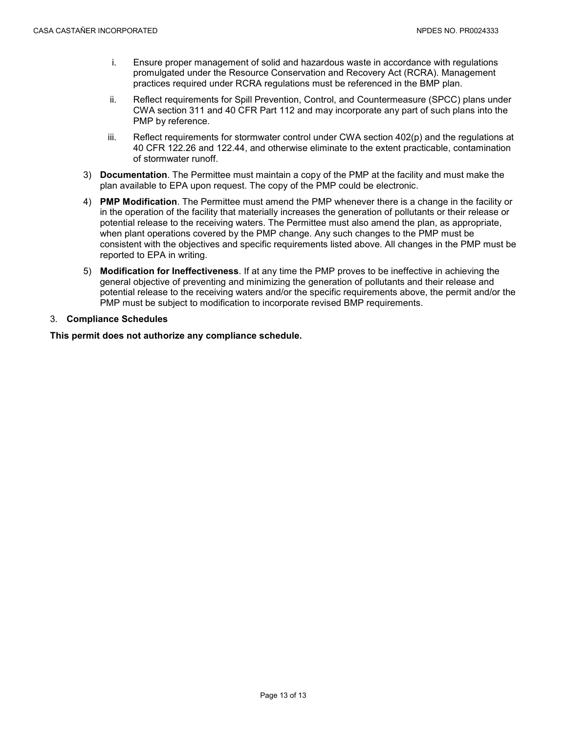i. Ensure proper management of solid and hazardous waste in accordance with regulations promulgated under the Resource Conservation and Recovery Act (RCRA). Management practices required under RCRA regulations must be referenced in the BMP plan.

ii. Reflect requirements for Spill Prevention, Control, and Countermeasure (SPCC) plans under CWA section 311 and 40 CFR Part 112 and may incorporate any part of such plans into the PMP by reference.

iii. Reflect requirements for stormwater control under CWA section 402(p) and the regulations at 40 CFR 122.26 and 122.44, and otherwise eliminate to the extent practicable, contamination of stormwater runoff.

3) **Documentation**. The Permittee must maintain a copy of the PMP at the facility and must make the plan available to EPA upon request. The copy of the PMP could be electronic.

4) **PMP Modification**. The Permittee must amend the PMP whenever there is a change in the facility or in the operation of the facility that materially increases the generation of pollutants or their release or potential release to the receiving waters. The Permittee must also amend the plan, as appropriate, when plant operations covered by the PMP change. Any such changes to the PMP must be consistent with the objectives and specific requirements listed above. All changes in the PMP must be reported to EPA in writing.

5) **Modification for Ineffectiveness**. If at any time the PMP proves to be ineffective in achieving the general objective of preventing and minimizing the generation of pollutants and their release and potential release to the receiving waters and/or the specific requirements above, the permit and/or the PMP must be subject to modification to incorporate revised BMP requirements.

3. **Compliance Schedules**

**This permit does not authorize any compliance schedule.**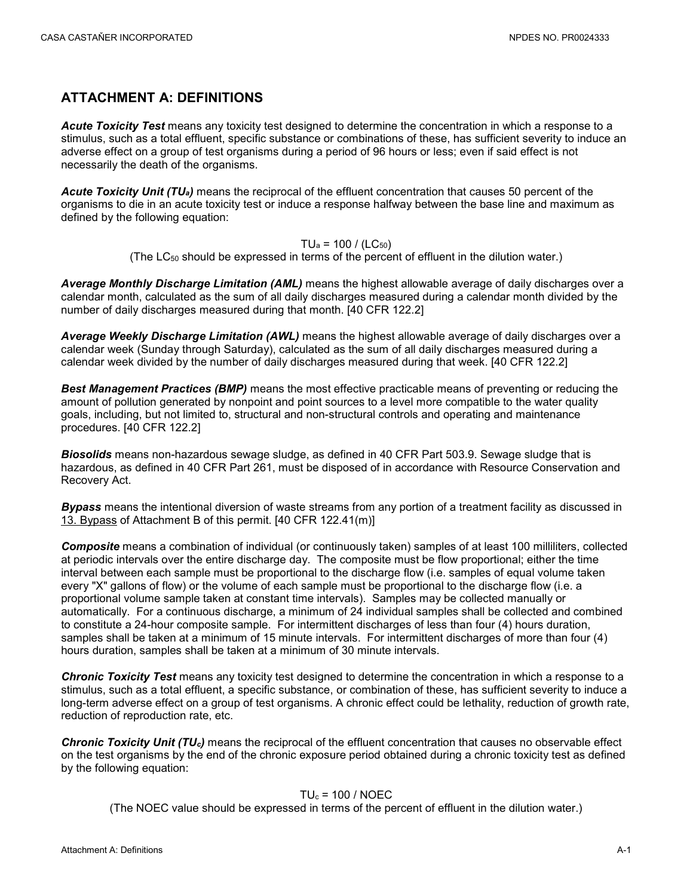## ATTACHMENT A: DEFINITIONS

***Acute Toxicity Test*** means any toxicity test designed to determine the concentration in which a response to a stimulus, such as a total effluent, specific substance or combinations of these, has sufficient severity to induce an adverse effect on a group of test organisms during a period of 96 hours or less; even if said effect is not necessarily the death of the organisms.

***Acute Toxicity Unit ($TU_a$)*** means the reciprocal of the effluent concentration that causes 50 percent of the organisms to die in an acute toxicity test or induce a response halfway between the base line and maximum as defined by the following equation:

$$TU_a = 100 / (LC_{50})$$

(The $LC_{50}$ should be expressed in terms of the percent of effluent in the dilution water.)

***Average Monthly Discharge Limitation (AML)*** means the highest allowable average of daily discharges over a calendar month, calculated as the sum of all daily discharges measured during a calendar month divided by the number of daily discharges measured during that month. [40 CFR 122.2]

***Average Weekly Discharge Limitation (AWL)*** means the highest allowable average of daily discharges over a calendar week (Sunday through Saturday), calculated as the sum of all daily discharges measured during a calendar week divided by the number of daily discharges measured during that week. [40 CFR 122.2]

***Best Management Practices (BMP)*** means the most effective practicable means of preventing or reducing the amount of pollution generated by nonpoint and point sources to a level more compatible to the water quality goals, including, but not limited to, structural and non-structural controls and operating and maintenance procedures. [40 CFR 122.2]

***Biosolids*** means non-hazardous sewage sludge, as defined in 40 CFR Part 503.9. Sewage sludge that is hazardous, as defined in 40 CFR Part 261, must be disposed of in accordance with Resource Conservation and Recovery Act.

***Bypass*** means the intentional diversion of waste streams from any portion of a treatment facility as discussed in 13. Bypass of Attachment B of this permit. [40 CFR 122.41(m)]

***Composite*** means a combination of individual (or continuously taken) samples of at least 100 milliliters, collected at periodic intervals over the entire discharge day. The composite must be flow proportional; either the time interval between each sample must be proportional to the discharge flow (i.e. samples of equal volume taken every "X" gallons of flow) or the volume of each sample must be proportional to the discharge flow (i.e. a proportional volume sample taken at constant time intervals). Samples may be collected manually or automatically. For a continuous discharge, a minimum of 24 individual samples shall be collected and combined to constitute a 24-hour composite sample. For intermittent discharges of less than four (4) hours duration, samples shall be taken at a minimum of 15 minute intervals. For intermittent discharges of more than four (4) hours duration, samples shall be taken at a minimum of 30 minute intervals.

***Chronic Toxicity Test*** means any toxicity test designed to determine the concentration in which a response to a stimulus, such as a total effluent, a specific substance, or combination of these, has sufficient severity to induce a long-term adverse effect on a group of test organisms. A chronic effect could be lethality, reduction of growth rate, reduction of reproduction rate, etc.

***Chronic Toxicity Unit ($TU_c$)*** means the reciprocal of the effluent concentration that causes no observable effect on the test organisms by the end of the chronic exposure period obtained during a chronic toxicity test as defined by the following equation:

$$TU_c = 100 / NOEC$$

(The NOEC value should be expressed in terms of the percent of effluent in the dilution water.)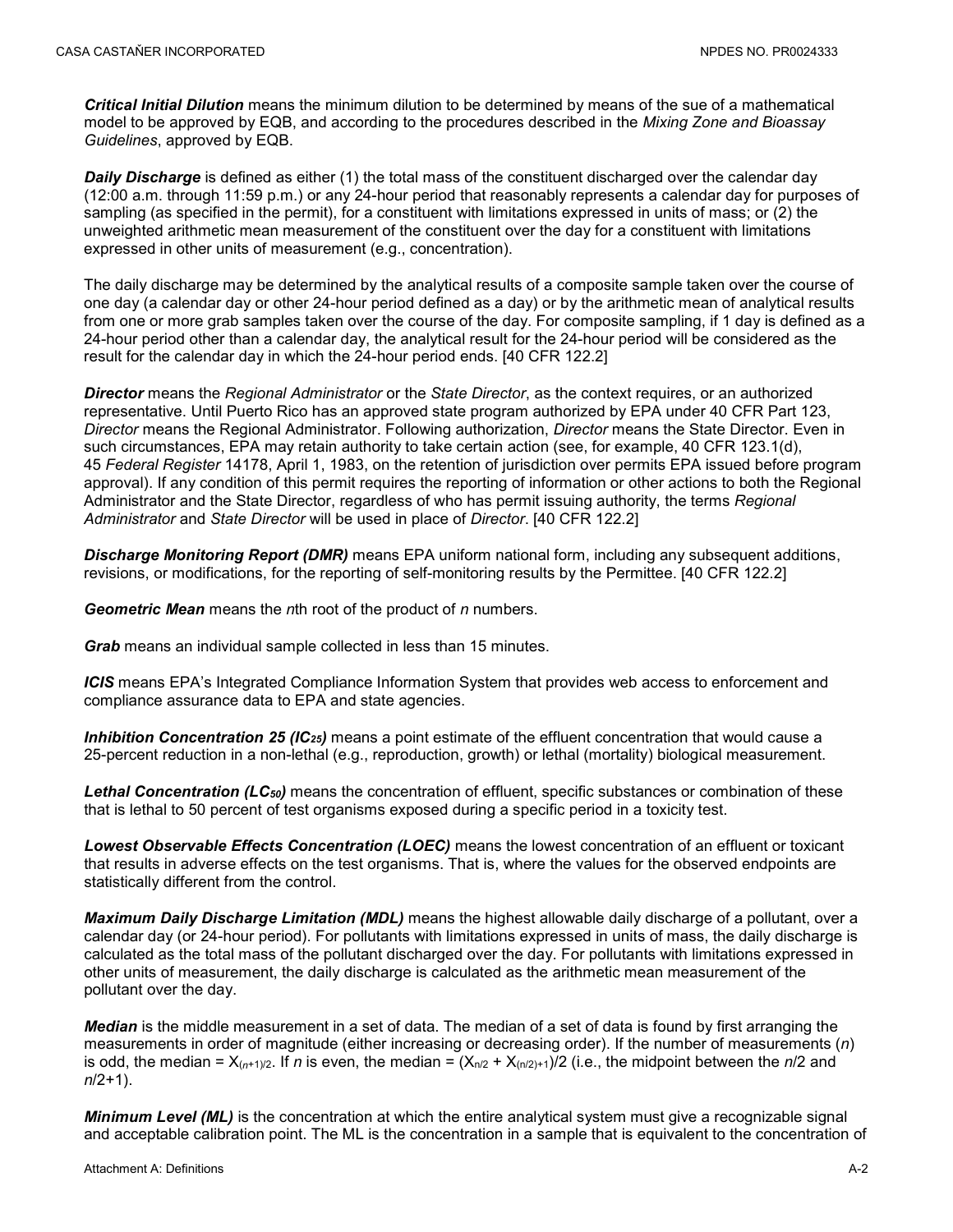***Critical Initial Dilution*** means the minimum dilution to be determined by means of the sue of a mathematical model to be approved by EQB, and according to the procedures described in the *Mixing Zone and Bioassay Guidelines*, approved by EQB.

***Daily Discharge*** is defined as either (1) the total mass of the constituent discharged over the calendar day (12:00 a.m. through 11:59 p.m.) or any 24-hour period that reasonably represents a calendar day for purposes of sampling (as specified in the permit), for a constituent with limitations expressed in units of mass; or (2) the unweighted arithmetic mean measurement of the constituent over the day for a constituent with limitations expressed in other units of measurement (e.g., concentration).

The daily discharge may be determined by the analytical results of a composite sample taken over the course of one day (a calendar day or other 24-hour period defined as a day) or by the arithmetic mean of analytical results from one or more grab samples taken over the course of the day. For composite sampling, if 1 day is defined as a 24-hour period other than a calendar day, the analytical result for the 24-hour period will be considered as the result for the calendar day in which the 24-hour period ends. [40 CFR 122.2]

***Director*** means the *Regional Administrator* or the *State Director*, as the context requires, or an authorized representative. Until Puerto Rico has an approved state program authorized by EPA under 40 CFR Part 123, *Director* means the Regional Administrator. Following authorization, *Director* means the State Director. Even in such circumstances, EPA may retain authority to take certain action (see, for example, 40 CFR 123.1(d), 45 *Federal Register* 14178, April 1, 1983, on the retention of jurisdiction over permits EPA issued before program approval). If any condition of this permit requires the reporting of information or other actions to both the Regional Administrator and the State Director, regardless of who has permit issuing authority, the terms *Regional Administrator* and *State Director* will be used in place of *Director*. [40 CFR 122.2]

***Discharge Monitoring Report (DMR)*** means EPA uniform national form, including any subsequent additions, revisions, or modifications, for the reporting of self-monitoring results by the Permittee. [40 CFR 122.2]

***Geometric Mean*** means the *n*th root of the product of *n* numbers.

***Grab*** means an individual sample collected in less than 15 minutes.

***ICIS*** means EPA's Integrated Compliance Information System that provides web access to enforcement and compliance assurance data to EPA and state agencies.

***Inhibition Concentration 25 ($IC_{25}$)*** means a point estimate of the effluent concentration that would cause a 25-percent reduction in a non-lethal (e.g., reproduction, growth) or lethal (mortality) biological measurement.

***Lethal Concentration ($LC_{50}$)*** means the concentration of effluent, specific substances or combination of these that is lethal to 50 percent of test organisms exposed during a specific period in a toxicity test.

***Lowest Observable Effects Concentration (LOEC)*** means the lowest concentration of an effluent or toxicant that results in adverse effects on the test organisms. That is, where the values for the observed endpoints are statistically different from the control.

***Maximum Daily Discharge Limitation (MDL)*** means the highest allowable daily discharge of a pollutant, over a calendar day (or 24-hour period). For pollutants with limitations expressed in units of mass, the daily discharge is calculated as the total mass of the pollutant discharged over the day. For pollutants with limitations expressed in other units of measurement, the daily discharge is calculated as the arithmetic mean measurement of the pollutant over the day.

***Median*** is the middle measurement in a set of data. The median of a set of data is found by first arranging the measurements in order of magnitude (either increasing or decreasing order). If the number of measurements (*n*) is odd, the median = $X_{(n+1)/2}$. If *n* is even, the median = $(X_{n/2} + X_{(n/2)+1})/2$ (i.e., the midpoint between the *n*/2 and *n*/2+1).

***Minimum Level (ML)*** is the concentration at which the entire analytical system must give a recognizable signal and acceptable calibration point. The ML is the concentration in a sample that is equivalent to the concentration of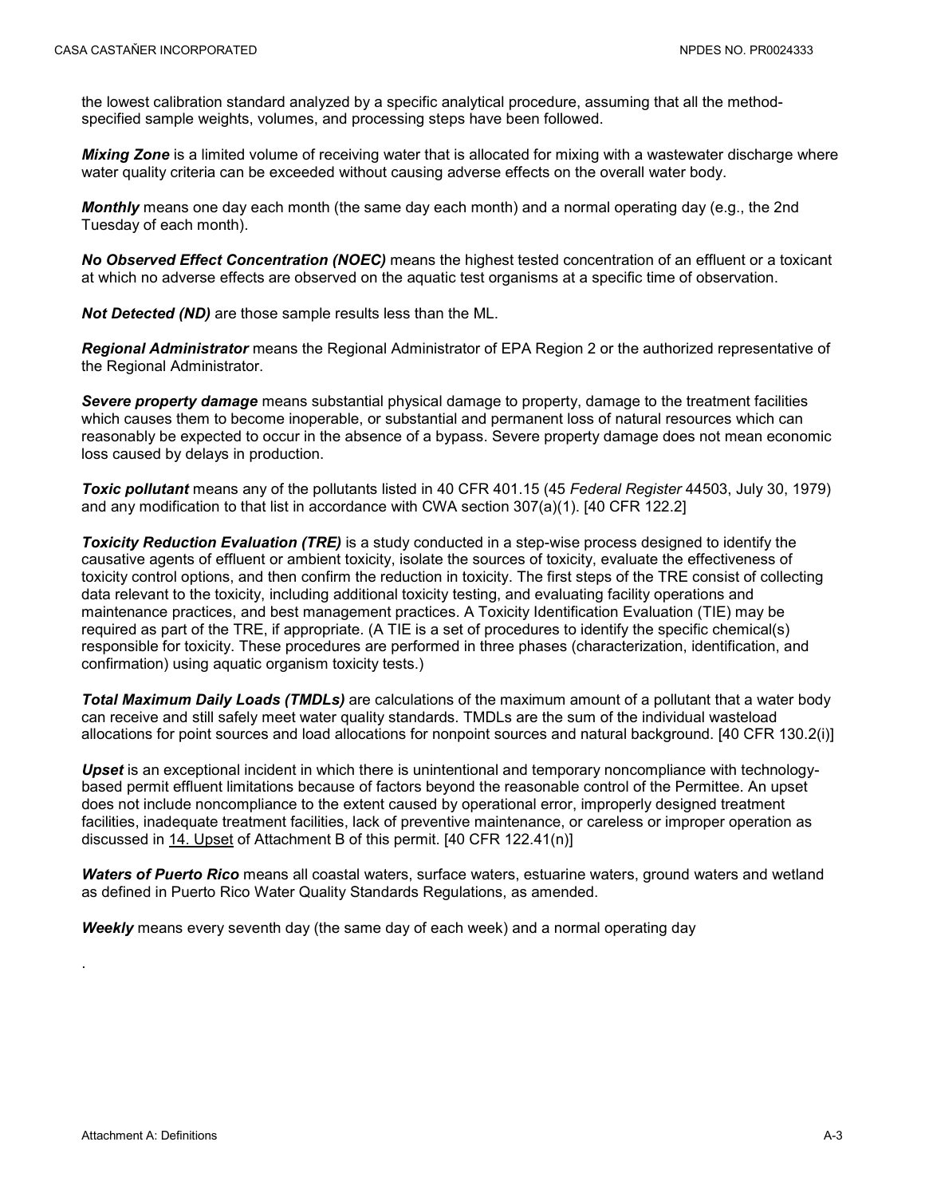the lowest calibration standard analyzed by a specific analytical procedure, assuming that all the method-specified sample weights, volumes, and processing steps have been followed.

***Mixing Zone*** is a limited volume of receiving water that is allocated for mixing with a wastewater discharge where water quality criteria can be exceeded without causing adverse effects on the overall water body.

***Monthly*** means one day each month (the same day each month) and a normal operating day (e.g., the 2nd Tuesday of each month).

***No Observed Effect Concentration (NOEC)*** means the highest tested concentration of an effluent or a toxicant at which no adverse effects are observed on the aquatic test organisms at a specific time of observation.

***Not Detected (ND)*** are those sample results less than the ML.

***Regional Administrator*** means the Regional Administrator of EPA Region 2 or the authorized representative of the Regional Administrator.

***Severe property damage*** means substantial physical damage to property, damage to the treatment facilities which causes them to become inoperable, or substantial and permanent loss of natural resources which can reasonably be expected to occur in the absence of a bypass. Severe property damage does not mean economic loss caused by delays in production.

***Toxic pollutant*** means any of the pollutants listed in 40 CFR 401.15 (45 *Federal Register* 44503, July 30, 1979) and any modification to that list in accordance with CWA section 307(a)(1). [40 CFR 122.2]

***Toxicity Reduction Evaluation (TRE)*** is a study conducted in a step-wise process designed to identify the causative agents of effluent or ambient toxicity, isolate the sources of toxicity, evaluate the effectiveness of toxicity control options, and then confirm the reduction in toxicity. The first steps of the TRE consist of collecting data relevant to the toxicity, including additional toxicity testing, and evaluating facility operations and maintenance practices, and best management practices. A Toxicity Identification Evaluation (TIE) may be required as part of the TRE, if appropriate. (A TIE is a set of procedures to identify the specific chemical(s) responsible for toxicity. These procedures are performed in three phases (characterization, identification, and confirmation) using aquatic organism toxicity tests.)

***Total Maximum Daily Loads (TMDLs)*** are calculations of the maximum amount of a pollutant that a water body can receive and still safely meet water quality standards. TMDLs are the sum of the individual wasteload allocations for point sources and load allocations for nonpoint sources and natural background. [40 CFR 130.2(i)]

***Upset*** is an exceptional incident in which there is unintentional and temporary noncompliance with technology-based permit effluent limitations because of factors beyond the reasonable control of the Permittee. An upset does not include noncompliance to the extent caused by operational error, improperly designed treatment facilities, inadequate treatment facilities, lack of preventive maintenance, or careless or improper operation as discussed in 14. Upset of Attachment B of this permit. [40 CFR 122.41(n)]

***Waters of Puerto Rico*** means all coastal waters, surface waters, estuarine waters, ground waters and wetland as defined in Puerto Rico Water Quality Standards Regulations, as amended.

***Weekly*** means every seventh day (the same day of each week) and a normal operating day

.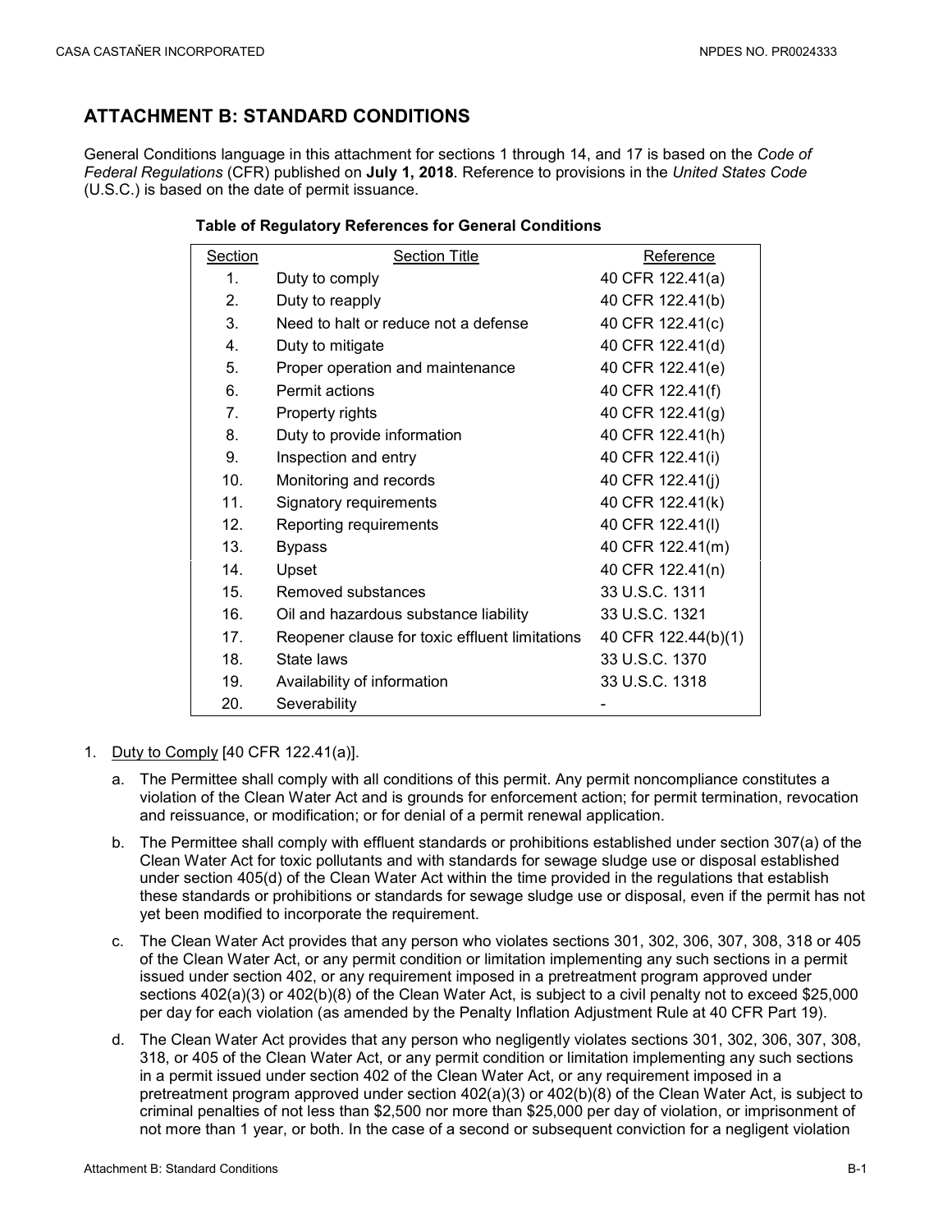## ATTACHMENT B: STANDARD CONDITIONS

General Conditions language in this attachment for sections 1 through 14, and 17 is based on the *Code of Federal Regulations* (CFR) published on **July 1, 2018**. Reference to provisions in the *United States Code* (U.S.C.) is based on the date of permit issuance.

**Table of Regulatory References for General Conditions**

| Section | Section Title | Reference |
|---|---|---|
| 1. | Duty to comply | 40 CFR 122.41(a) |
| 2. | Duty to reapply | 40 CFR 122.41(b) |
| 3. | Need to halt or reduce not a defense | 40 CFR 122.41(c) |
| 4. | Duty to mitigate | 40 CFR 122.41(d) |
| 5. | Proper operation and maintenance | 40 CFR 122.41(e) |
| 6. | Permit actions | 40 CFR 122.41(f) |
| 7. | Property rights | 40 CFR 122.41(g) |
| 8. | Duty to provide information | 40 CFR 122.41(h) |
| 9. | Inspection and entry | 40 CFR 122.41(i) |
| 10. | Monitoring and records | 40 CFR 122.41(j) |
| 11. | Signatory requirements | 40 CFR 122.41(k) |
| 12. | Reporting requirements | 40 CFR 122.41(l) |
| 13. | Bypass | 40 CFR 122.41(m) |
| 14. | Upset | 40 CFR 122.41(n) |
| 15. | Removed substances | 33 U.S.C. 1311 |
| 16. | Oil and hazardous substance liability | 33 U.S.C. 1321 |
| 17. | Reopener clause for toxic effluent limitations | 40 CFR 122.44(b)(1) |
| 18. | State laws | 33 U.S.C. 1370 |
| 19. | Availability of information | 33 U.S.C. 1318 |
| 20. | Severability | - |

1. Duty to Comply [40 CFR 122.41(a)].

   a. The Permittee shall comply with all conditions of this permit. Any permit noncompliance constitutes a violation of the Clean Water Act and is grounds for enforcement action; for permit termination, revocation and reissuance, or modification; or for denial of a permit renewal application.

   b. The Permittee shall comply with effluent standards or prohibitions established under section 307(a) of the Clean Water Act for toxic pollutants and with standards for sewage sludge use or disposal established under section 405(d) of the Clean Water Act within the time provided in the regulations that establish these standards or prohibitions or standards for sewage sludge use or disposal, even if the permit has not yet been modified to incorporate the requirement.

   c. The Clean Water Act provides that any person who violates sections 301, 302, 306, 307, 308, 318 or 405 of the Clean Water Act, or any permit condition or limitation implementing any such sections in a permit issued under section 402, or any requirement imposed in a pretreatment program approved under sections 402(a)(3) or 402(b)(8) of the Clean Water Act, is subject to a civil penalty not to exceed $25,000 per day for each violation (as amended by the Penalty Inflation Adjustment Rule at 40 CFR Part 19).

   d. The Clean Water Act provides that any person who negligently violates sections 301, 302, 306, 307, 308, 318, or 405 of the Clean Water Act, or any permit condition or limitation implementing any such sections in a permit issued under section 402 of the Clean Water Act, or any requirement imposed in a pretreatment program approved under section 402(a)(3) or 402(b)(8) of the Clean Water Act, is subject to criminal penalties of not less than $2,500 nor more than $25,000 per day of violation, or imprisonment of not more than 1 year, or both. In the case of a second or subsequent conviction for a negligent violation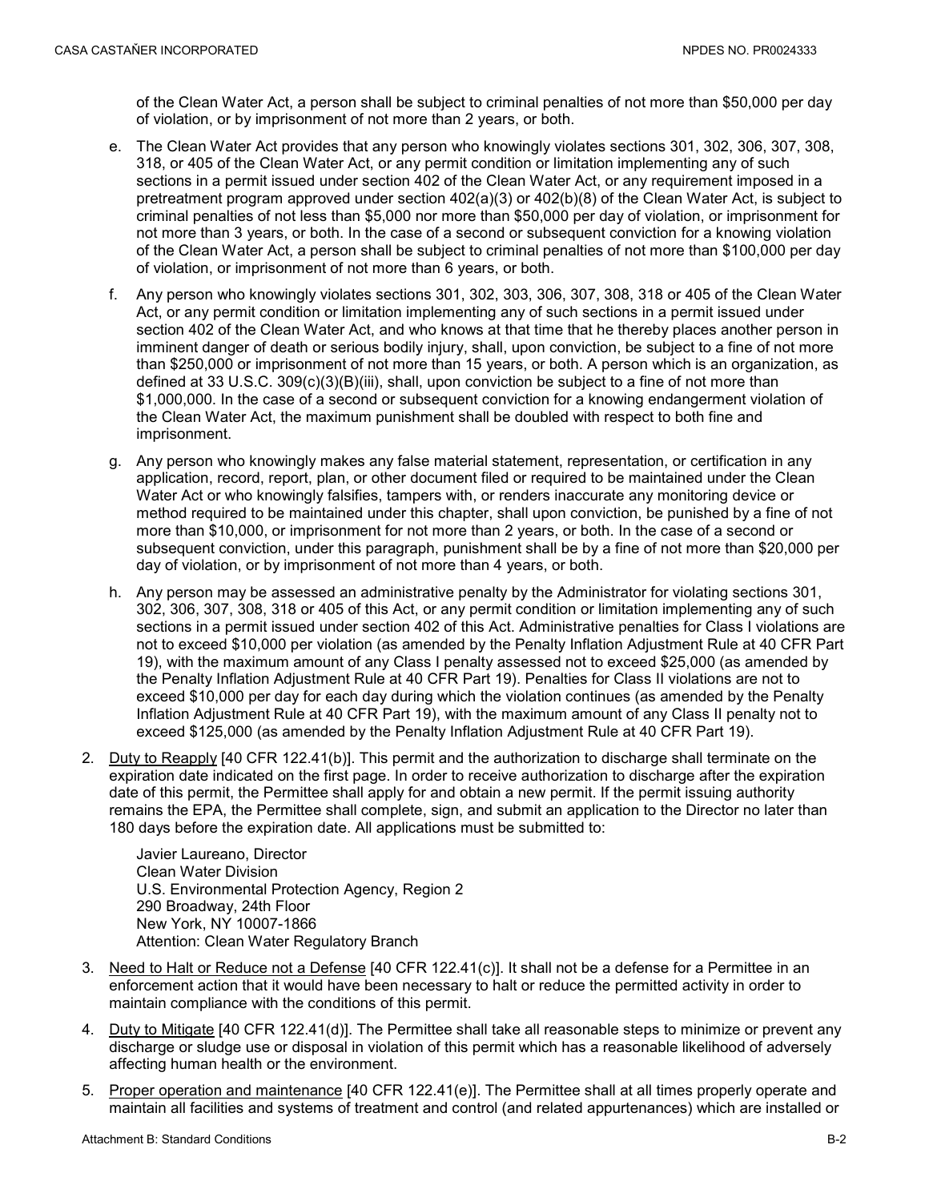of the Clean Water Act, a person shall be subject to criminal penalties of not more than $50,000 per day of violation, or by imprisonment of not more than 2 years, or both.

e. The Clean Water Act provides that any person who knowingly violates sections 301, 302, 306, 307, 308, 318, or 405 of the Clean Water Act, or any permit condition or limitation implementing any of such sections in a permit issued under section 402 of the Clean Water Act, or any requirement imposed in a pretreatment program approved under section 402(a)(3) or 402(b)(8) of the Clean Water Act, is subject to criminal penalties of not less than $5,000 nor more than $50,000 per day of violation, or imprisonment for not more than 3 years, or both. In the case of a second or subsequent conviction for a knowing violation of the Clean Water Act, a person shall be subject to criminal penalties of not more than $100,000 per day of violation, or imprisonment of not more than 6 years, or both.

f. Any person who knowingly violates sections 301, 302, 303, 306, 307, 308, 318 or 405 of the Clean Water Act, or any permit condition or limitation implementing any of such sections in a permit issued under section 402 of the Clean Water Act, and who knows at that time that he thereby places another person in imminent danger of death or serious bodily injury, shall, upon conviction, be subject to a fine of not more than $250,000 or imprisonment of not more than 15 years, or both. A person which is an organization, as defined at 33 U.S.C. 309(c)(3)(B)(iii), shall, upon conviction be subject to a fine of not more than $1,000,000. In the case of a second or subsequent conviction for a knowing endangerment violation of the Clean Water Act, the maximum punishment shall be doubled with respect to both fine and imprisonment.

g. Any person who knowingly makes any false material statement, representation, or certification in any application, record, report, plan, or other document filed or required to be maintained under the Clean Water Act or who knowingly falsifies, tampers with, or renders inaccurate any monitoring device or method required to be maintained under this chapter, shall upon conviction, be punished by a fine of not more than $10,000, or imprisonment for not more than 2 years, or both. In the case of a second or subsequent conviction, under this paragraph, punishment shall be by a fine of not more than $20,000 per day of violation, or by imprisonment of not more than 4 years, or both.

h. Any person may be assessed an administrative penalty by the Administrator for violating sections 301, 302, 306, 307, 308, 318 or 405 of this Act, or any permit condition or limitation implementing any of such sections in a permit issued under section 402 of this Act. Administrative penalties for Class I violations are not to exceed $10,000 per violation (as amended by the Penalty Inflation Adjustment Rule at 40 CFR Part 19), with the maximum amount of any Class I penalty assessed not to exceed $25,000 (as amended by the Penalty Inflation Adjustment Rule at 40 CFR Part 19). Penalties for Class II violations are not to exceed $10,000 per day for each day during which the violation continues (as amended by the Penalty Inflation Adjustment Rule at 40 CFR Part 19), with the maximum amount of any Class II penalty not to exceed $125,000 (as amended by the Penalty Inflation Adjustment Rule at 40 CFR Part 19).

2. Duty to Reapply [40 CFR 122.41(b)]. This permit and the authorization to discharge shall terminate on the expiration date indicated on the first page. In order to receive authorization to discharge after the expiration date of this permit, the Permittee shall apply for and obtain a new permit. If the permit issuing authority remains the EPA, the Permittee shall complete, sign, and submit an application to the Director no later than 180 days before the expiration date. All applications must be submitted to:

   Javier Laureano, Director
   Clean Water Division
   U.S. Environmental Protection Agency, Region 2
   290 Broadway, 24th Floor
   New York, NY 10007-1866
   Attention: Clean Water Regulatory Branch

3. Need to Halt or Reduce not a Defense [40 CFR 122.41(c)]. It shall not be a defense for a Permittee in an enforcement action that it would have been necessary to halt or reduce the permitted activity in order to maintain compliance with the conditions of this permit.

4. Duty to Mitigate [40 CFR 122.41(d)]. The Permittee shall take all reasonable steps to minimize or prevent any discharge or sludge use or disposal in violation of this permit which has a reasonable likelihood of adversely affecting human health or the environment.

5. Proper operation and maintenance [40 CFR 122.41(e)]. The Permittee shall at all times properly operate and maintain all facilities and systems of treatment and control (and related appurtenances) which are installed or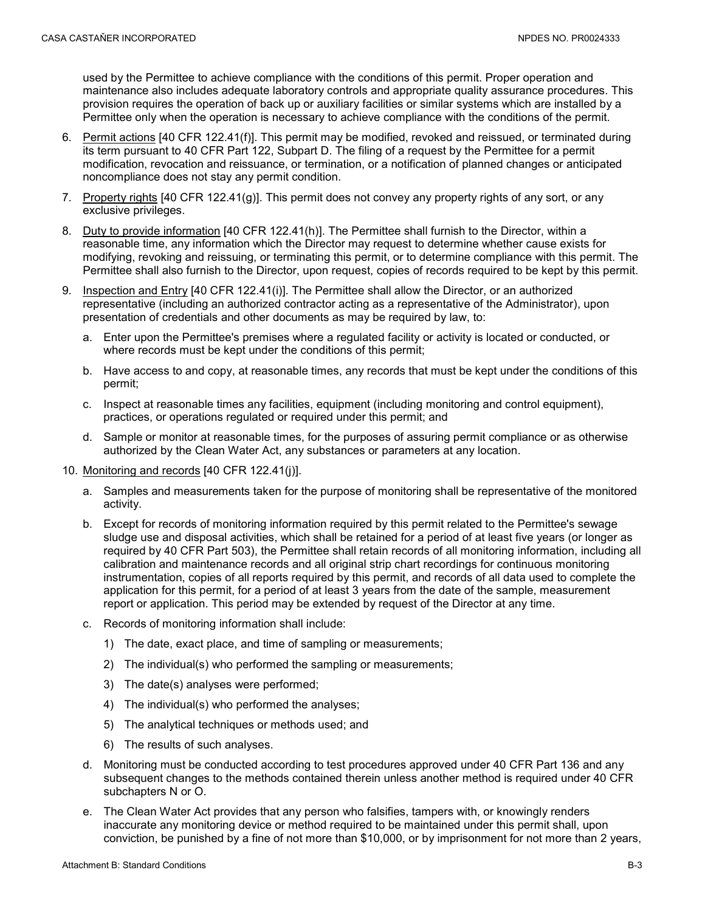used by the Permittee to achieve compliance with the conditions of this permit. Proper operation and maintenance also includes adequate laboratory controls and appropriate quality assurance procedures. This provision requires the operation of back up or auxiliary facilities or similar systems which are installed by a Permittee only when the operation is necessary to achieve compliance with the conditions of the permit.

6. <u>Permit actions</u> [40 CFR 122.41(f)]. This permit may be modified, revoked and reissued, or terminated during its term pursuant to 40 CFR Part 122, Subpart D. The filing of a request by the Permittee for a permit modification, revocation and reissuance, or termination, or a notification of planned changes or anticipated noncompliance does not stay any permit condition.
7. <u>Property rights</u> [40 CFR 122.41(g)]. This permit does not convey any property rights of any sort, or any exclusive privileges.
8. <u>Duty to provide information</u> [40 CFR 122.41(h)]. The Permittee shall furnish to the Director, within a reasonable time, any information which the Director may request to determine whether cause exists for modifying, revoking and reissuing, or terminating this permit, or to determine compliance with this permit. The Permittee shall also furnish to the Director, upon request, copies of records required to be kept by this permit.
9. <u>Inspection and Entry</u> [40 CFR 122.41(i)]. The Permittee shall allow the Director, or an authorized representative (including an authorized contractor acting as a representative of the Administrator), upon presentation of credentials and other documents as may be required by law, to:
   a. Enter upon the Permittee's premises where a regulated facility or activity is located or conducted, or where records must be kept under the conditions of this permit;
   b. Have access to and copy, at reasonable times, any records that must be kept under the conditions of this permit;
   c. Inspect at reasonable times any facilities, equipment (including monitoring and control equipment), practices, or operations regulated or required under this permit; and
   d. Sample or monitor at reasonable times, for the purposes of assuring permit compliance or as otherwise authorized by the Clean Water Act, any substances or parameters at any location.
10. <u>Monitoring and records</u> [40 CFR 122.41(j)].
    a. Samples and measurements taken for the purpose of monitoring shall be representative of the monitored activity.
    b. Except for records of monitoring information required by this permit related to the Permittee's sewage sludge use and disposal activities, which shall be retained for a period of at least five years (or longer as required by 40 CFR Part 503), the Permittee shall retain records of all monitoring information, including all calibration and maintenance records and all original strip chart recordings for continuous monitoring instrumentation, copies of all reports required by this permit, and records of all data used to complete the application for this permit, for a period of at least 3 years from the date of the sample, measurement report or application. This period may be extended by request of the Director at any time.
    c. Records of monitoring information shall include:
       1) The date, exact place, and time of sampling or measurements;
       2) The individual(s) who performed the sampling or measurements;
       3) The date(s) analyses were performed;
       4) The individual(s) who performed the analyses;
       5) The analytical techniques or methods used; and
       6) The results of such analyses.
    d. Monitoring must be conducted according to test procedures approved under 40 CFR Part 136 and any subsequent changes to the methods contained therein unless another method is required under 40 CFR subchapters N or O.
    e. The Clean Water Act provides that any person who falsifies, tampers with, or knowingly renders inaccurate any monitoring device or method required to be maintained under this permit shall, upon conviction, be punished by a fine of not more than $10,000, or by imprisonment for not more than 2 years,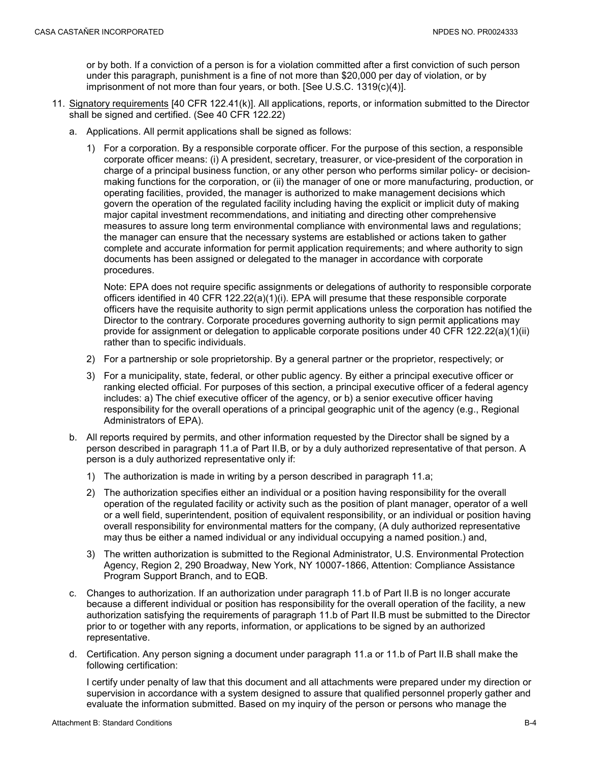or by both. If a conviction of a person is for a violation committed after a first conviction of such person under this paragraph, punishment is a fine of not more than $20,000 per day of violation, or by imprisonment of not more than four years, or both. [See U.S.C. 1319(c)(4)].

11. Signatory requirements [40 CFR 122.41(k)]. All applications, reports, or information submitted to the Director shall be signed and certified. (See 40 CFR 122.22)

   a. Applications. All permit applications shall be signed as follows:

      1) For a corporation. By a responsible corporate officer. For the purpose of this section, a responsible corporate officer means: (i) A president, secretary, treasurer, or vice-president of the corporation in charge of a principal business function, or any other person who performs similar policy- or decision-making functions for the corporation, or (ii) the manager of one or more manufacturing, production, or operating facilities, provided, the manager is authorized to make management decisions which govern the operation of the regulated facility including having the explicit or implicit duty of making major capital investment recommendations, and initiating and directing other comprehensive measures to assure long term environmental compliance with environmental laws and regulations; the manager can ensure that the necessary systems are established or actions taken to gather complete and accurate information for permit application requirements; and where authority to sign documents has been assigned or delegated to the manager in accordance with corporate procedures.

         Note: EPA does not require specific assignments or delegations of authority to responsible corporate officers identified in 40 CFR 122.22(a)(1)(i). EPA will presume that these responsible corporate officers have the requisite authority to sign permit applications unless the corporation has notified the Director to the contrary. Corporate procedures governing authority to sign permit applications may provide for assignment or delegation to applicable corporate positions under 40 CFR 122.22(a)(1)(ii) rather than to specific individuals.

      2) For a partnership or sole proprietorship. By a general partner or the proprietor, respectively; or

      3) For a municipality, state, federal, or other public agency. By either a principal executive officer or ranking elected official. For purposes of this section, a principal executive officer of a federal agency includes: a) The chief executive officer of the agency, or b) a senior executive officer having responsibility for the overall operations of a principal geographic unit of the agency (e.g., Regional Administrators of EPA).

   b. All reports required by permits, and other information requested by the Director shall be signed by a person described in paragraph 11.a of Part II.B, or by a duly authorized representative of that person. A person is a duly authorized representative only if:

      1) The authorization is made in writing by a person described in paragraph 11.a;

      2) The authorization specifies either an individual or a position having responsibility for the overall operation of the regulated facility or activity such as the position of plant manager, operator of a well or a well field, superintendent, position of equivalent responsibility, or an individual or position having overall responsibility for environmental matters for the company, (A duly authorized representative may thus be either a named individual or any individual occupying a named position.) and,

      3) The written authorization is submitted to the Regional Administrator, U.S. Environmental Protection Agency, Region 2, 290 Broadway, New York, NY 10007-1866, Attention: Compliance Assistance Program Support Branch, and to EQB.

   c. Changes to authorization. If an authorization under paragraph 11.b of Part II.B is no longer accurate because a different individual or position has responsibility for the overall operation of the facility, a new authorization satisfying the requirements of paragraph 11.b of Part II.B must be submitted to the Director prior to or together with any reports, information, or applications to be signed by an authorized representative.

   d. Certification. Any person signing a document under paragraph 11.a or 11.b of Part II.B shall make the following certification:

      I certify under penalty of law that this document and all attachments were prepared under my direction or supervision in accordance with a system designed to assure that qualified personnel properly gather and evaluate the information submitted. Based on my inquiry of the person or persons who manage the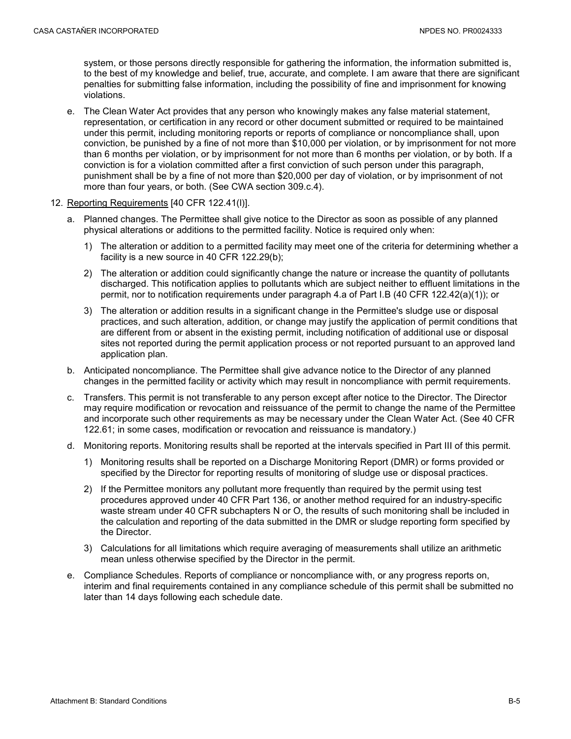system, or those persons directly responsible for gathering the information, the information submitted is, to the best of my knowledge and belief, true, accurate, and complete. I am aware that there are significant penalties for submitting false information, including the possibility of fine and imprisonment for knowing violations.

e. The Clean Water Act provides that any person who knowingly makes any false material statement, representation, or certification in any record or other document submitted or required to be maintained under this permit, including monitoring reports or reports of compliance or noncompliance shall, upon conviction, be punished by a fine of not more than $10,000 per violation, or by imprisonment for not more than 6 months per violation, or by imprisonment for not more than 6 months per violation, or by both. If a conviction is for a violation committed after a first conviction of such person under this paragraph, punishment shall be by a fine of not more than $20,000 per day of violation, or by imprisonment of not more than four years, or both. (See CWA section 309.c.4).

12. Reporting Requirements [40 CFR 122.41(l)].

   a. Planned changes. The Permittee shall give notice to the Director as soon as possible of any planned physical alterations or additions to the permitted facility. Notice is required only when:

      1) The alteration or addition to a permitted facility may meet one of the criteria for determining whether a facility is a new source in 40 CFR 122.29(b);

      2) The alteration or addition could significantly change the nature or increase the quantity of pollutants discharged. This notification applies to pollutants which are subject neither to effluent limitations in the permit, nor to notification requirements under paragraph 4.a of Part I.B (40 CFR 122.42(a)(1)); or

      3) The alteration or addition results in a significant change in the Permittee's sludge use or disposal practices, and such alteration, addition, or change may justify the application of permit conditions that are different from or absent in the existing permit, including notification of additional use or disposal sites not reported during the permit application process or not reported pursuant to an approved land application plan.

   b. Anticipated noncompliance. The Permittee shall give advance notice to the Director of any planned changes in the permitted facility or activity which may result in noncompliance with permit requirements.

   c. Transfers. This permit is not transferable to any person except after notice to the Director. The Director may require modification or revocation and reissuance of the permit to change the name of the Permittee and incorporate such other requirements as may be necessary under the Clean Water Act. (See 40 CFR 122.61; in some cases, modification or revocation and reissuance is mandatory.)

   d. Monitoring reports. Monitoring results shall be reported at the intervals specified in Part III of this permit.

      1) Monitoring results shall be reported on a Discharge Monitoring Report (DMR) or forms provided or specified by the Director for reporting results of monitoring of sludge use or disposal practices.

      2) If the Permittee monitors any pollutant more frequently than required by the permit using test procedures approved under 40 CFR Part 136, or another method required for an industry-specific waste stream under 40 CFR subchapters N or O, the results of such monitoring shall be included in the calculation and reporting of the data submitted in the DMR or sludge reporting form specified by the Director.

      3) Calculations for all limitations which require averaging of measurements shall utilize an arithmetic mean unless otherwise specified by the Director in the permit.

   e. Compliance Schedules. Reports of compliance or noncompliance with, or any progress reports on, interim and final requirements contained in any compliance schedule of this permit shall be submitted no later than 14 days following each schedule date.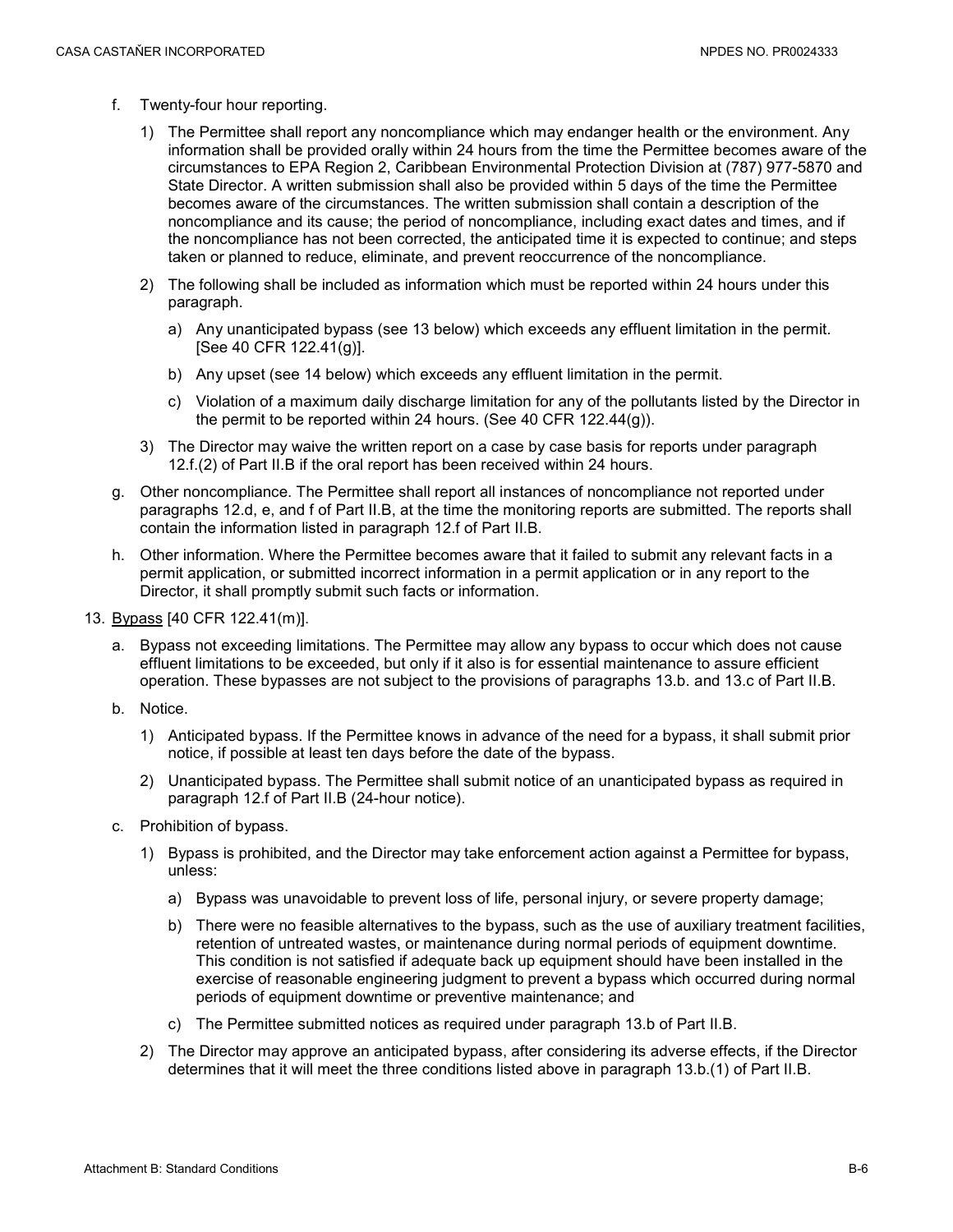f. Twenty-four hour reporting.

   1) The Permittee shall report any noncompliance which may endanger health or the environment. Any information shall be provided orally within 24 hours from the time the Permittee becomes aware of the circumstances to EPA Region 2, Caribbean Environmental Protection Division at (787) 977-5870 and State Director. A written submission shall also be provided within 5 days of the time the Permittee becomes aware of the circumstances. The written submission shall contain a description of the noncompliance and its cause; the period of noncompliance, including exact dates and times, and if the noncompliance has not been corrected, the anticipated time it is expected to continue; and steps taken or planned to reduce, eliminate, and prevent reoccurrence of the noncompliance.

   2) The following shall be included as information which must be reported within 24 hours under this paragraph.

      a) Any unanticipated bypass (see 13 below) which exceeds any effluent limitation in the permit. [See 40 CFR 122.41(g)].

      b) Any upset (see 14 below) which exceeds any effluent limitation in the permit.

      c) Violation of a maximum daily discharge limitation for any of the pollutants listed by the Director in the permit to be reported within 24 hours. (See 40 CFR 122.44(g)).

   3) The Director may waive the written report on a case by case basis for reports under paragraph 12.f.(2) of Part II.B if the oral report has been received within 24 hours.

g. Other noncompliance. The Permittee shall report all instances of noncompliance not reported under paragraphs 12.d, e, and f of Part II.B, at the time the monitoring reports are submitted. The reports shall contain the information listed in paragraph 12.f of Part II.B.

h. Other information. Where the Permittee becomes aware that it failed to submit any relevant facts in a permit application, or submitted incorrect information in a permit application or in any report to the Director, it shall promptly submit such facts or information.

13. <u>Bypass</u> [40 CFR 122.41(m)].

   a. Bypass not exceeding limitations. The Permittee may allow any bypass to occur which does not cause effluent limitations to be exceeded, but only if it also is for essential maintenance to assure efficient operation. These bypasses are not subject to the provisions of paragraphs 13.b. and 13.c of Part II.B.

   b. Notice.

      1) Anticipated bypass. If the Permittee knows in advance of the need for a bypass, it shall submit prior notice, if possible at least ten days before the date of the bypass.

      2) Unanticipated bypass. The Permittee shall submit notice of an unanticipated bypass as required in paragraph 12.f of Part II.B (24-hour notice).

   c. Prohibition of bypass.

      1) Bypass is prohibited, and the Director may take enforcement action against a Permittee for bypass, unless:

         a) Bypass was unavoidable to prevent loss of life, personal injury, or severe property damage;

         b) There were no feasible alternatives to the bypass, such as the use of auxiliary treatment facilities, retention of untreated wastes, or maintenance during normal periods of equipment downtime. This condition is not satisfied if adequate back up equipment should have been installed in the exercise of reasonable engineering judgment to prevent a bypass which occurred during normal periods of equipment downtime or preventive maintenance; and

         c) The Permittee submitted notices as required under paragraph 13.b of Part II.B.

      2) The Director may approve an anticipated bypass, after considering its adverse effects, if the Director determines that it will meet the three conditions listed above in paragraph 13.b.(1) of Part II.B.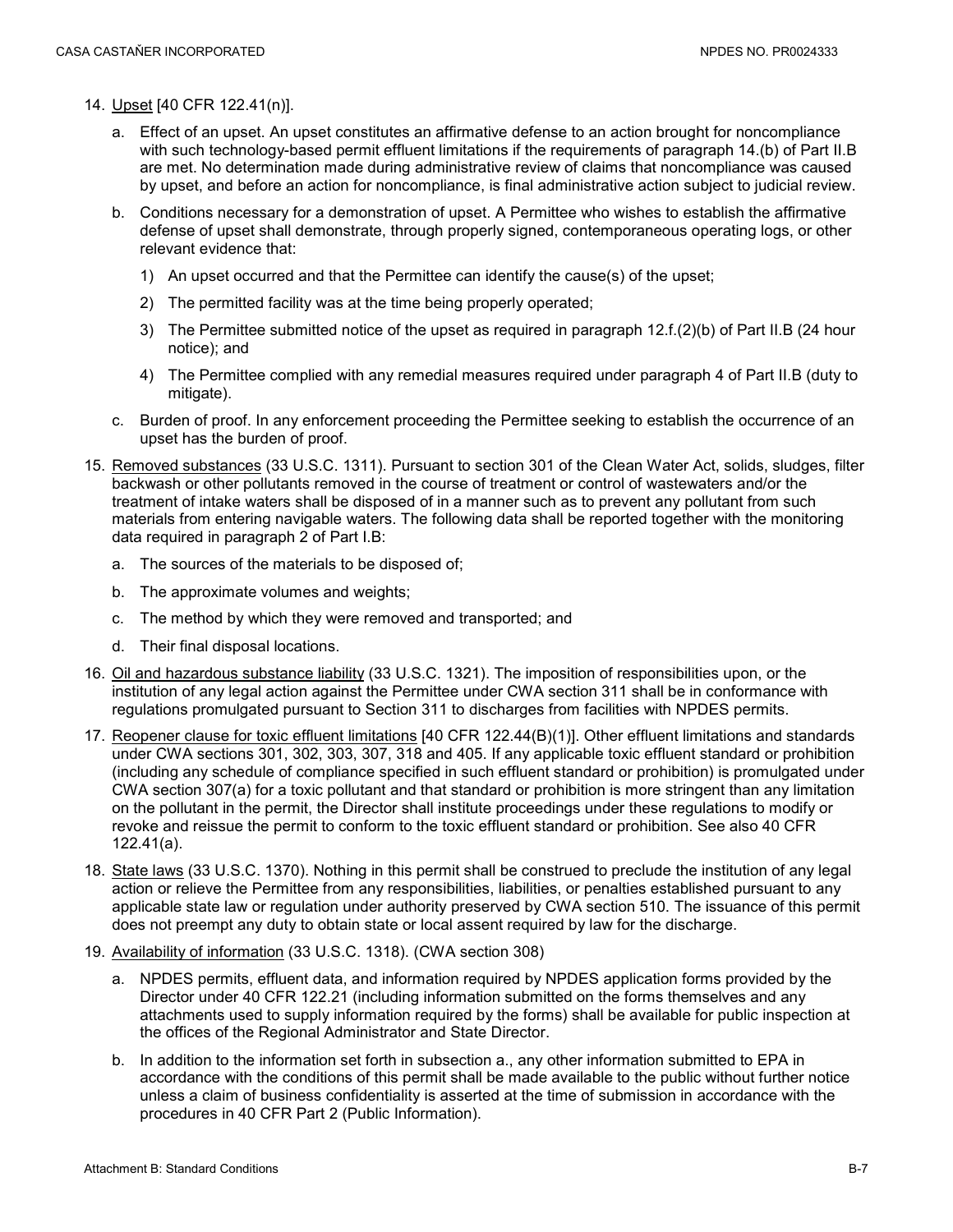14. Upset [40 CFR 122.41(n)].

    a. Effect of an upset. An upset constitutes an affirmative defense to an action brought for noncompliance with such technology-based permit effluent limitations if the requirements of paragraph 14.(b) of Part II.B are met. No determination made during administrative review of claims that noncompliance was caused by upset, and before an action for noncompliance, is final administrative action subject to judicial review.

    b. Conditions necessary for a demonstration of upset. A Permittee who wishes to establish the affirmative defense of upset shall demonstrate, through properly signed, contemporaneous operating logs, or other relevant evidence that:

        1) An upset occurred and that the Permittee can identify the cause(s) of the upset;

        2) The permitted facility was at the time being properly operated;

        3) The Permittee submitted notice of the upset as required in paragraph 12.f.(2)(b) of Part II.B (24 hour notice); and

        4) The Permittee complied with any remedial measures required under paragraph 4 of Part II.B (duty to mitigate).

    c. Burden of proof. In any enforcement proceeding the Permittee seeking to establish the occurrence of an upset has the burden of proof.

15. Removed substances (33 U.S.C. 1311). Pursuant to section 301 of the Clean Water Act, solids, sludges, filter backwash or other pollutants removed in the course of treatment or control of wastewaters and/or the treatment of intake waters shall be disposed of in a manner such as to prevent any pollutant from such materials from entering navigable waters. The following data shall be reported together with the monitoring data required in paragraph 2 of Part I.B:

    a. The sources of the materials to be disposed of;

    b. The approximate volumes and weights;

    c. The method by which they were removed and transported; and

    d. Their final disposal locations.

16. Oil and hazardous substance liability (33 U.S.C. 1321). The imposition of responsibilities upon, or the institution of any legal action against the Permittee under CWA section 311 shall be in conformance with regulations promulgated pursuant to Section 311 to discharges from facilities with NPDES permits.

17. Reopener clause for toxic effluent limitations [40 CFR 122.44(B)(1)]. Other effluent limitations and standards under CWA sections 301, 302, 303, 307, 318 and 405. If any applicable toxic effluent standard or prohibition (including any schedule of compliance specified in such effluent standard or prohibition) is promulgated under CWA section 307(a) for a toxic pollutant and that standard or prohibition is more stringent than any limitation on the pollutant in the permit, the Director shall institute proceedings under these regulations to modify or revoke and reissue the permit to conform to the toxic effluent standard or prohibition. See also 40 CFR 122.41(a).

18. State laws (33 U.S.C. 1370). Nothing in this permit shall be construed to preclude the institution of any legal action or relieve the Permittee from any responsibilities, liabilities, or penalties established pursuant to any applicable state law or regulation under authority preserved by CWA section 510. The issuance of this permit does not preempt any duty to obtain state or local assent required by law for the discharge.

19. Availability of information (33 U.S.C. 1318). (CWA section 308)

    a. NPDES permits, effluent data, and information required by NPDES application forms provided by the Director under 40 CFR 122.21 (including information submitted on the forms themselves and any attachments used to supply information required by the forms) shall be available for public inspection at the offices of the Regional Administrator and State Director.

    b. In addition to the information set forth in subsection a., any other information submitted to EPA in accordance with the conditions of this permit shall be made available to the public without further notice unless a claim of business confidentiality is asserted at the time of submission in accordance with the procedures in 40 CFR Part 2 (Public Information).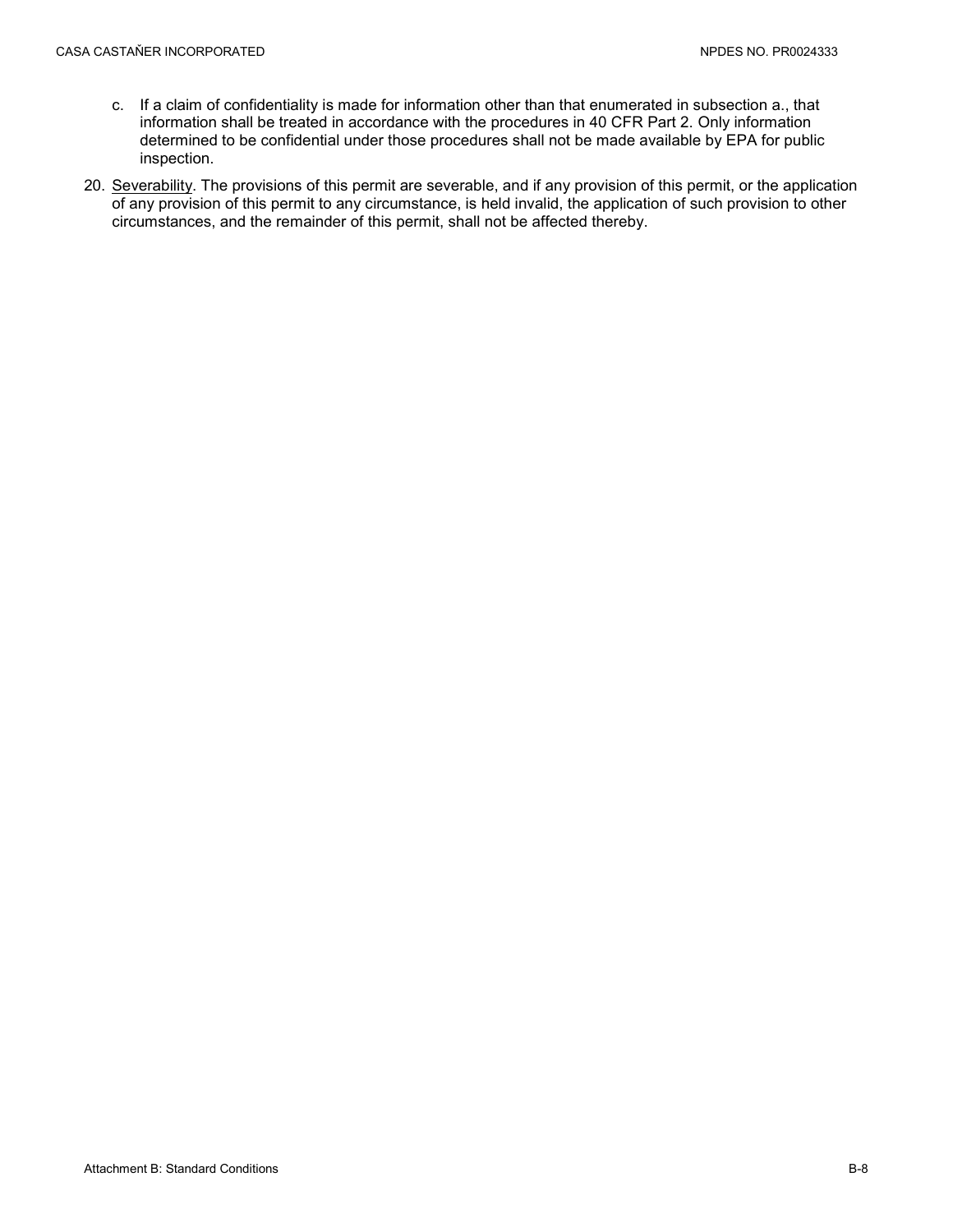c. If a claim of confidentiality is made for information other than that enumerated in subsection a., that information shall be treated in accordance with the procedures in 40 CFR Part 2. Only information determined to be confidential under those procedures shall not be made available by EPA for public inspection.

20. Severability. The provisions of this permit are severable, and if any provision of this permit, or the application of any provision of this permit to any circumstance, is held invalid, the application of such provision to other circumstances, and the remainder of this permit, shall not be affected thereby.